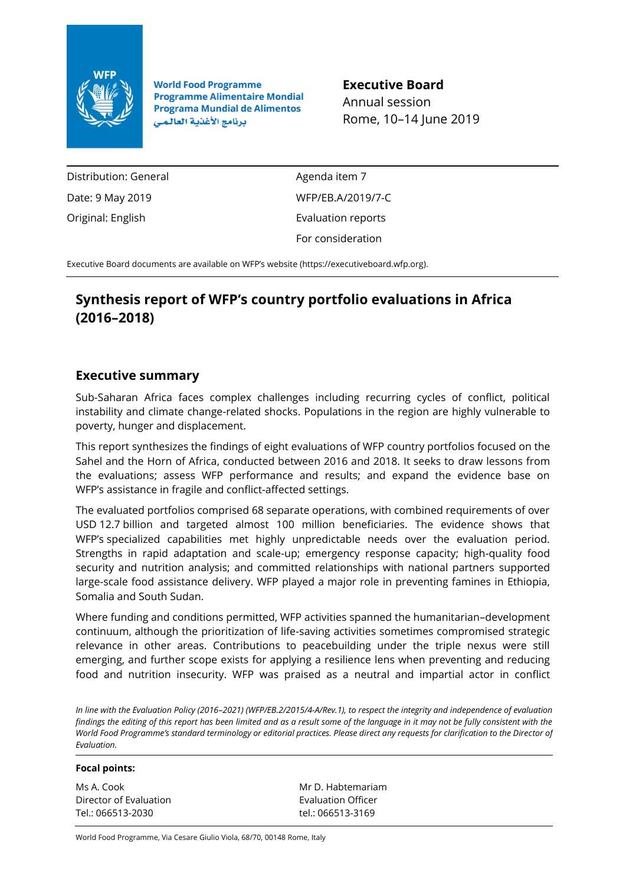World Food Programme
Programme Alimentaire Mondial
Programa Mundial de Alimentos
برنامج الأغذية العالمي

**Executive Board**
Annual session
Rome, 10–14 June 2019

| | |
|---|---|
| Distribution: General | Agenda item 7 |
| Date: 9 May 2019 | WFP/EB.A/2019/7-C |
| Original: English | Evaluation reports |
| | For consideration |

Executive Board documents are available on WFP's website (https://executiveboard.wfp.org).

# Synthesis report of WFP's country portfolio evaluations in Africa (2016–2018)

## Executive summary

Sub-Saharan Africa faces complex challenges including recurring cycles of conflict, political instability and climate change-related shocks. Populations in the region are highly vulnerable to poverty, hunger and displacement.

This report synthesizes the findings of eight evaluations of WFP country portfolios focused on the Sahel and the Horn of Africa, conducted between 2016 and 2018. It seeks to draw lessons from the evaluations; assess WFP performance and results; and expand the evidence base on WFP's assistance in fragile and conflict-affected settings.

The evaluated portfolios comprised 68 separate operations, with combined requirements of over USD 12.7 billion and targeted almost 100 million beneficiaries. The evidence shows that WFP's specialized capabilities met highly unpredictable needs over the evaluation period. Strengths in rapid adaptation and scale-up; emergency response capacity; high-quality food security and nutrition analysis; and committed relationships with national partners supported large-scale food assistance delivery. WFP played a major role in preventing famines in Ethiopia, Somalia and South Sudan.

Where funding and conditions permitted, WFP activities spanned the humanitarian–development continuum, although the prioritization of life-saving activities sometimes compromised strategic relevance in other areas. Contributions to peacebuilding under the triple nexus were still emerging, and further scope exists for applying a resilience lens when preventing and reducing food and nutrition insecurity. WFP was praised as a neutral and impartial actor in conflict

*In line with the Evaluation Policy (2016–2021) (WFP/EB.2/2015/4-A/Rev.1), to respect the integrity and independence of evaluation findings the editing of this report has been limited and as a result some of the language in it may not be fully consistent with the World Food Programme's standard terminology or editorial practices. Please direct any requests for clarification to the Director of Evaluation.*

**Focal points:**

| | |
|---|---|
| Ms A. Cook<br>Director of Evaluation<br>Tel.: 066513-2030 | Mr D. Habtemariam<br>Evaluation Officer<br>tel.: 066513-3169 |

World Food Programme, Via Cesare Giulio Viola, 68/70, 00148 Rome, Italy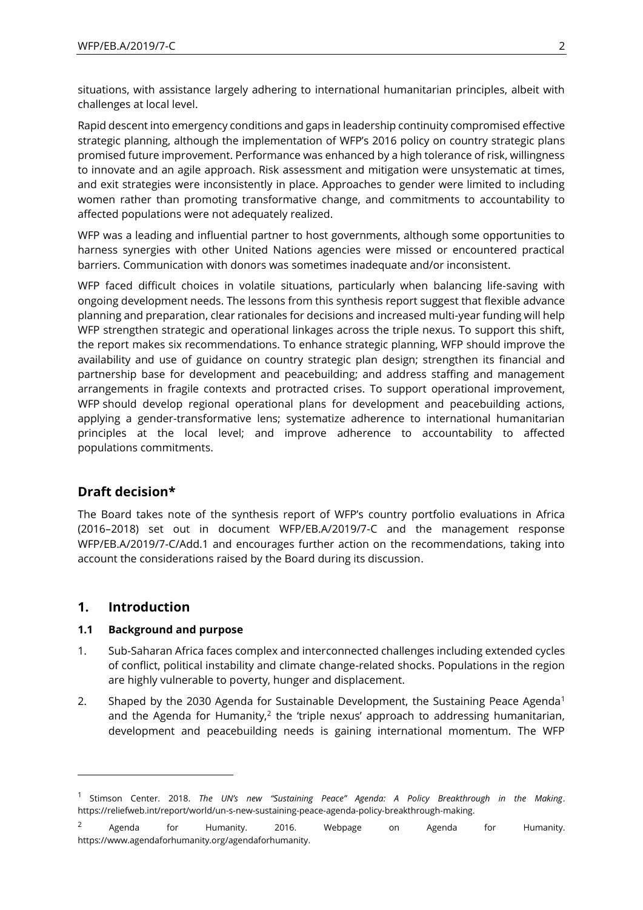situations, with assistance largely adhering to international humanitarian principles, albeit with challenges at local level.

Rapid descent into emergency conditions and gaps in leadership continuity compromised effective strategic planning, although the implementation of WFP's 2016 policy on country strategic plans promised future improvement. Performance was enhanced by a high tolerance of risk, willingness to innovate and an agile approach. Risk assessment and mitigation were unsystematic at times, and exit strategies were inconsistently in place. Approaches to gender were limited to including women rather than promoting transformative change, and commitments to accountability to affected populations were not adequately realized.

WFP was a leading and influential partner to host governments, although some opportunities to harness synergies with other United Nations agencies were missed or encountered practical barriers. Communication with donors was sometimes inadequate and/or inconsistent.

WFP faced difficult choices in volatile situations, particularly when balancing life-saving with ongoing development needs. The lessons from this synthesis report suggest that flexible advance planning and preparation, clear rationales for decisions and increased multi-year funding will help WFP strengthen strategic and operational linkages across the triple nexus. To support this shift, the report makes six recommendations. To enhance strategic planning, WFP should improve the availability and use of guidance on country strategic plan design; strengthen its financial and partnership base for development and peacebuilding; and address staffing and management arrangements in fragile contexts and protracted crises. To support operational improvement, WFP should develop regional operational plans for development and peacebuilding actions, applying a gender-transformative lens; systematize adherence to international humanitarian principles at the local level; and improve adherence to accountability to affected populations commitments.

## Draft decision*

The Board takes note of the synthesis report of WFP's country portfolio evaluations in Africa (2016–2018) set out in document WFP/EB.A/2019/7-C and the management response WFP/EB.A/2019/7-C/Add.1 and encourages further action on the recommendations, taking into account the considerations raised by the Board during its discussion.

## 1. Introduction

### 1.1 Background and purpose

1. Sub-Saharan Africa faces complex and interconnected challenges including extended cycles of conflict, political instability and climate change-related shocks. Populations in the region are highly vulnerable to poverty, hunger and displacement.

2. Shaped by the 2030 Agenda for Sustainable Development, the Sustaining Peace Agenda[1] and the Agenda for Humanity,[2] the 'triple nexus' approach to addressing humanitarian, development and peacebuilding needs is gaining international momentum. The WFP

---

[1] Stimson Center. 2018. *The UN's new "Sustaining Peace" Agenda: A Policy Breakthrough in the Making*. https://reliefweb.int/report/world/un-s-new-sustaining-peace-agenda-policy-breakthrough-making.

[2] Agenda for Humanity. 2016. Webpage on Agenda for Humanity. https://www.agendaforhumanity.org/agendaforhumanity.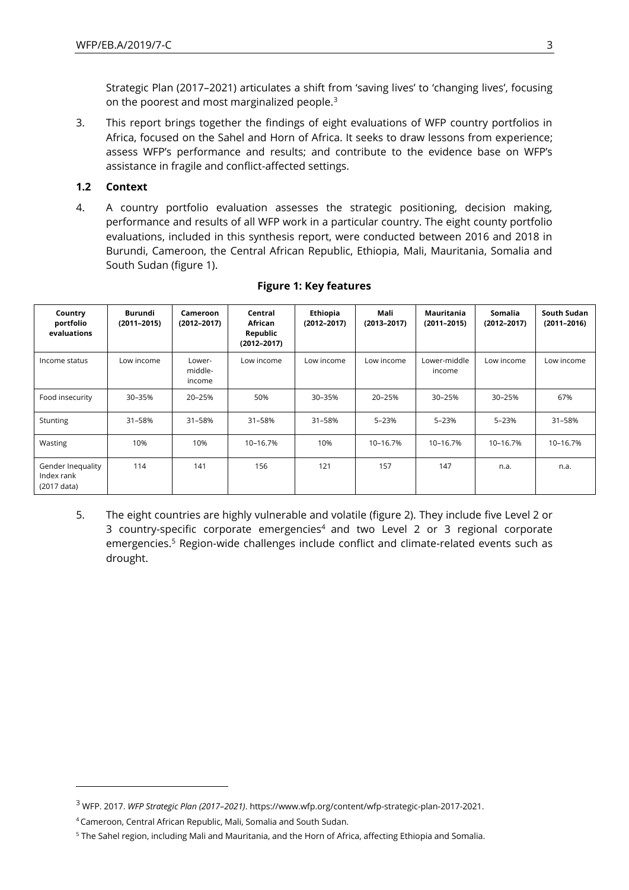Strategic Plan (2017–2021) articulates a shift from 'saving lives' to 'changing lives', focusing on the poorest and most marginalized people.[3]

3. This report brings together the findings of eight evaluations of WFP country portfolios in Africa, focused on the Sahel and Horn of Africa. It seeks to draw lessons from experience; assess WFP's performance and results; and contribute to the evidence base on WFP's assistance in fragile and conflict-affected settings.

### 1.2 Context

4. A country portfolio evaluation assesses the strategic positioning, decision making, performance and results of all WFP work in a particular country. The eight county portfolio evaluations, included in this synthesis report, were conducted between 2016 and 2018 in Burundi, Cameroon, the Central African Republic, Ethiopia, Mali, Mauritania, Somalia and South Sudan (figure 1).

**Figure 1: Key features**

| Country portfolio evaluations | Burundi (2011–2015) | Cameroon (2012–2017) | Central African Republic (2012–2017) | Ethiopia (2012–2017) | Mali (2013–2017) | Mauritania (2011–2015) | Somalia (2012–2017) | South Sudan (2011–2016) |
|---|---|---|---|---|---|---|---|---|
| Income status | Low income | Lower-middle-income | Low income | Low income | Low income | Lower-middle income | Low income | Low income |
| Food insecurity | 30–35% | 20–25% | 50% | 30–35% | 20–25% | 30–25% | 30–25% | 67% |
| Stunting | 31–58% | 31–58% | 31–58% | 31–58% | 5–23% | 5–23% | 5–23% | 31–58% |
| Wasting | 10% | 10% | 10–16.7% | 10% | 10–16.7% | 10–16.7% | 10–16.7% | 10–16.7% |
| Gender Inequality Index rank (2017 data) | 114 | 141 | 156 | 121 | 157 | 147 | n.a. | n.a. |

5. The eight countries are highly vulnerable and volatile (figure 2). They include five Level 2 or 3 country-specific corporate emergencies[4] and two Level 2 or 3 regional corporate emergencies.[5] Region-wide challenges include conflict and climate-related events such as drought.

---

[3] WFP. 2017. *WFP Strategic Plan (2017–2021)*. https://www.wfp.org/content/wfp-strategic-plan-2017-2021.

[4] Cameroon, Central African Republic, Mali, Somalia and South Sudan.

[5] The Sahel region, including Mali and Mauritania, and the Horn of Africa, affecting Ethiopia and Somalia.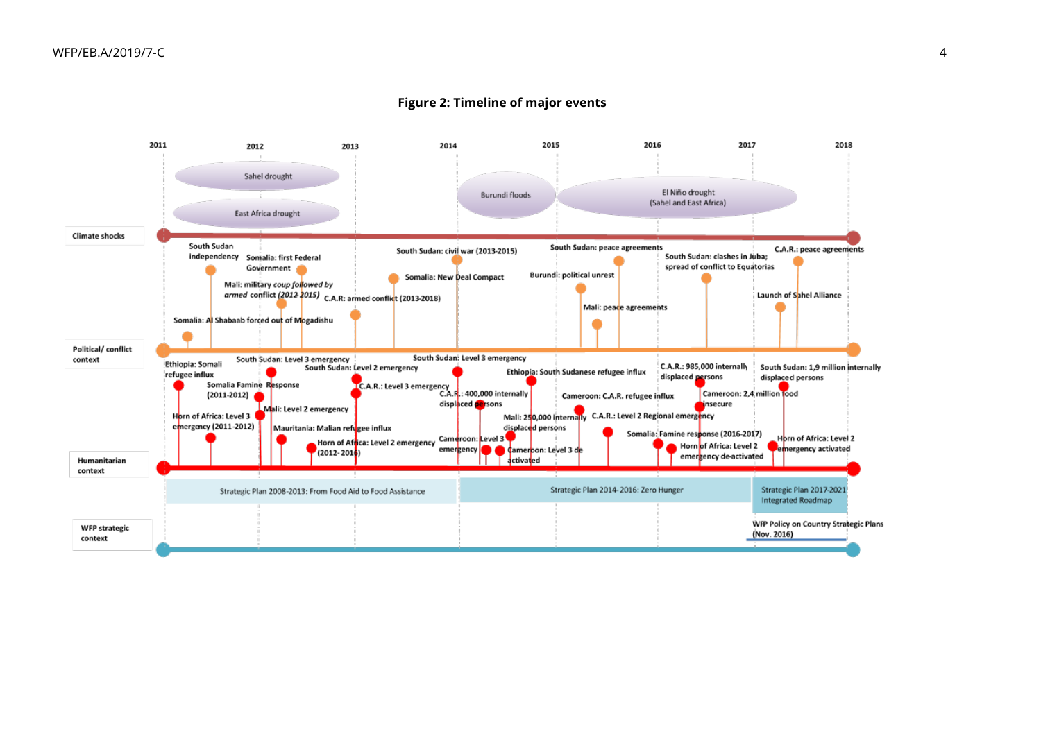**Figure 2: Timeline of major events**

2011 | 2012 | 2013 | 2014 | 2015 | 2016 | 2017 | 2018

**Climate shocks**

- Sahel drought
- East Africa drought
- Burundi floods
- El Niño drought (Sahel and East Africa)

**Political/ conflict context**

- South Sudan independency
- Somalia: first Federal Government
- Mali: military *coup followed by armed* conflict (2012-2015)
- Somalia: Al Shabaab forced out of Mogadishu
- C.A.R: armed conflict (2013-2018)
- Somalia: New Deal Compact
- South Sudan: civil war (2013-2015)
- Burundi: political unrest
- Mali: peace agreements
- South Sudan: peace agreements
- South Sudan: clashes in Juba; spread of conflict to Equatorias
- Launch of Sahel Alliance
- C.A.R.: peace agreements

**Humanitarian context**

- Ethiopia: Somali refugee influx
- Horn of Africa: Level 3 emergency (2011-2012)
- Somalia Famine Response (2011-2012)
- South Sudan: Level 3 emergency
- Mali: Level 2 emergency
- Mauritania: Malian refugee influx
- Horn of Africa: Level 2 emergency (2012-2016)
- South Sudan: Level 2 emergency
- C.A.R.: Level 3 emergency
- South Sudan: Level 3 emergency
- C.A.R.: 400,000 internally displaced persons
- Cameroon: Level 3 emergency
- Cameroon: Level 3 de activated
- Ethiopia: South Sudanese refugee influx
- Mali: 250,000 internally displaced persons
- Cameroon: C.A.R. refugee influx
- C.A.R.: Level 2 Regional emergency
- Somalia: Famine response (2016-2017)
- C.A.R.: 985,000 internally displaced persons
- Cameroon: 2,4 million food insecure
- Horn of Africa: Level 2 emergency de-activated
- South Sudan: 1,9 million internally displaced persons
- Horn of Africa: Level 2 emergency activated

**WFP strategic context**

- Strategic Plan 2008-2013: From Food Aid to Food Assistance
- Strategic Plan 2014- 2016: Zero Hunger
- Strategic Plan 2017-2021 Integrated Roadmap
- WFP Policy on Country Strategic Plans (Nov. 2016)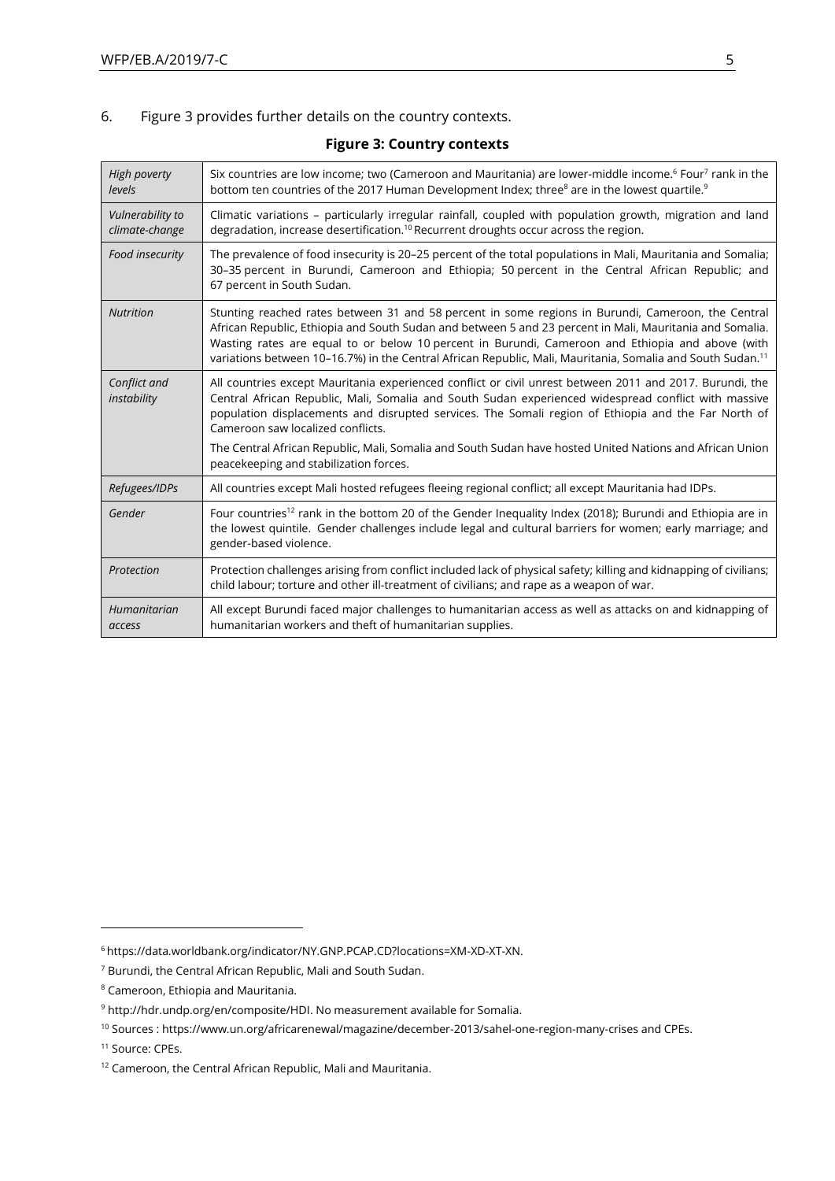6. Figure 3 provides further details on the country contexts.

**Figure 3: Country contexts**

| | |
|---|---|
| *High poverty levels* | Six countries are low income; two (Cameroon and Mauritania) are lower-middle income.[6] Four[7] rank in the bottom ten countries of the 2017 Human Development Index; three[8] are in the lowest quartile.[9] |
| *Vulnerability to climate-change* | Climatic variations – particularly irregular rainfall, coupled with population growth, migration and land degradation, increase desertification.[10] Recurrent droughts occur across the region. |
| *Food insecurity* | The prevalence of food insecurity is 20–25 percent of the total populations in Mali, Mauritania and Somalia; 30–35 percent in Burundi, Cameroon and Ethiopia; 50 percent in the Central African Republic; and 67 percent in South Sudan. |
| *Nutrition* | Stunting reached rates between 31 and 58 percent in some regions in Burundi, Cameroon, the Central African Republic, Ethiopia and South Sudan and between 5 and 23 percent in Mali, Mauritania and Somalia. Wasting rates are equal to or below 10 percent in Burundi, Cameroon and Ethiopia and above (with variations between 10–16.7%) in the Central African Republic, Mali, Mauritania, Somalia and South Sudan.[11] |
| *Conflict and instability* | All countries except Mauritania experienced conflict or civil unrest between 2011 and 2017. Burundi, the Central African Republic, Mali, Somalia and South Sudan experienced widespread conflict with massive population displacements and disrupted services. The Somali region of Ethiopia and the Far North of Cameroon saw localized conflicts.<br><br>The Central African Republic, Mali, Somalia and South Sudan have hosted United Nations and African Union peacekeeping and stabilization forces. |
| *Refugees/IDPs* | All countries except Mali hosted refugees fleeing regional conflict; all except Mauritania had IDPs. |
| *Gender* | Four countries[12] rank in the bottom 20 of the Gender Inequality Index (2018); Burundi and Ethiopia are in the lowest quintile. Gender challenges include legal and cultural barriers for women; early marriage; and gender-based violence. |
| *Protection* | Protection challenges arising from conflict included lack of physical safety; killing and kidnapping of civilians; child labour; torture and other ill-treatment of civilians; and rape as a weapon of war. |
| *Humanitarian access* | All except Burundi faced major challenges to humanitarian access as well as attacks on and kidnapping of humanitarian workers and theft of humanitarian supplies. |

---

[6] https://data.worldbank.org/indicator/NY.GNP.PCAP.CD?locations=XM-XD-XT-XN.

[7] Burundi, the Central African Republic, Mali and South Sudan.

[8] Cameroon, Ethiopia and Mauritania.

[9] http://hdr.undp.org/en/composite/HDI. No measurement available for Somalia.

[10] Sources : https://www.un.org/africarenewal/magazine/december-2013/sahel-one-region-many-crises and CPEs.

[11] Source: CPEs.

[12] Cameroon, the Central African Republic, Mali and Mauritania.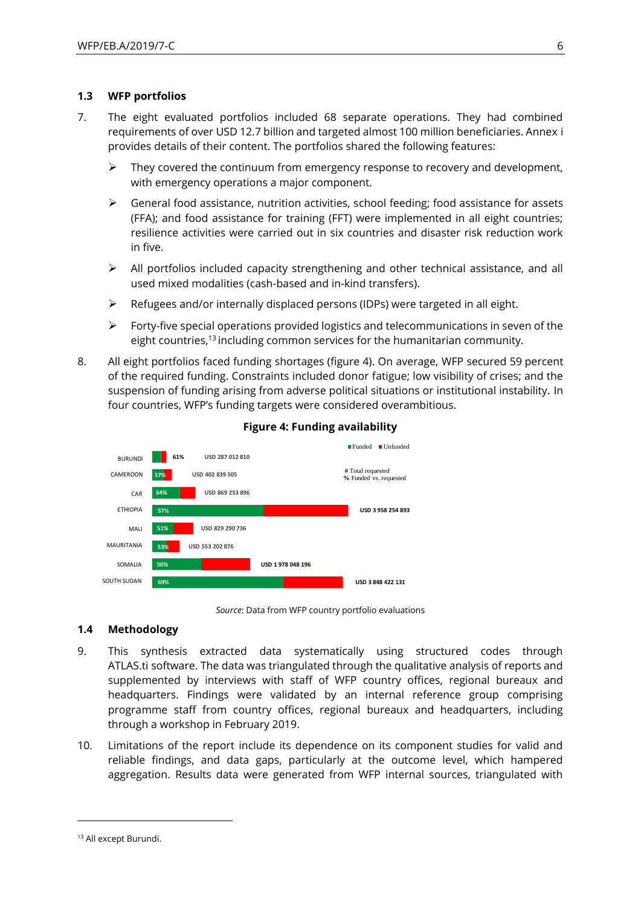## 1.3 WFP portfolios

7. The eight evaluated portfolios included 68 separate operations. They had combined requirements of over USD 12.7 billion and targeted almost 100 million beneficiaries. Annex i provides details of their content. The portfolios shared the following features:

   - They covered the continuum from emergency response to recovery and development, with emergency operations a major component.
   - General food assistance, nutrition activities, school feeding; food assistance for assets (FFA); and food assistance for training (FFT) were implemented in all eight countries; resilience activities were carried out in six countries and disaster risk reduction work in five.
   - All portfolios included capacity strengthening and other technical assistance, and all used mixed modalities (cash-based and in-kind transfers).
   - Refugees and/or internally displaced persons (IDPs) were targeted in all eight.
   - Forty-five special operations provided logistics and telecommunications in seven of the eight countries,[13] including common services for the humanitarian community.

8. All eight portfolios faced funding shortages (figure 4). On average, WFP secured 59 percent of the required funding. Constraints included donor fatigue; low visibility of crises; and the suspension of funding arising from adverse political situations or institutional instability. In four countries, WFP's funding targets were considered overambitious.

**Figure 4: Funding availability**

| Country | % Funded vs. requested | # Total requested |
|---|---|---|
| BURUNDI | 61% | USD 287 012 810 |
| CAMEROON | 57% | USD 402 839 505 |
| CAR | 64% | USD 869 253 896 |
| ETHIOPIA | 57% | USD 3 958 254 893 |
| MALI | 51% | USD 829 290 736 |
| MAURITANIA | 53% | USD 553 202 876 |
| SOMALIA | 50% | USD 1 978 048 196 |
| SOUTH SUDAN | 69% | USD 3 848 422 131 |

*Source*: Data from WFP country portfolio evaluations

## 1.4 Methodology

9. This synthesis extracted data systematically using structured codes through ATLAS.ti software. The data was triangulated through the qualitative analysis of reports and supplemented by interviews with staff of WFP country offices, regional bureaux and headquarters. Findings were validated by an internal reference group comprising programme staff from country offices, regional bureaux and headquarters, including through a workshop in February 2019.

10. Limitations of the report include its dependence on its component studies for valid and reliable findings, and data gaps, particularly at the outcome level, which hampered aggregation. Results data were generated from WFP internal sources, triangulated with

[13] All except Burundi.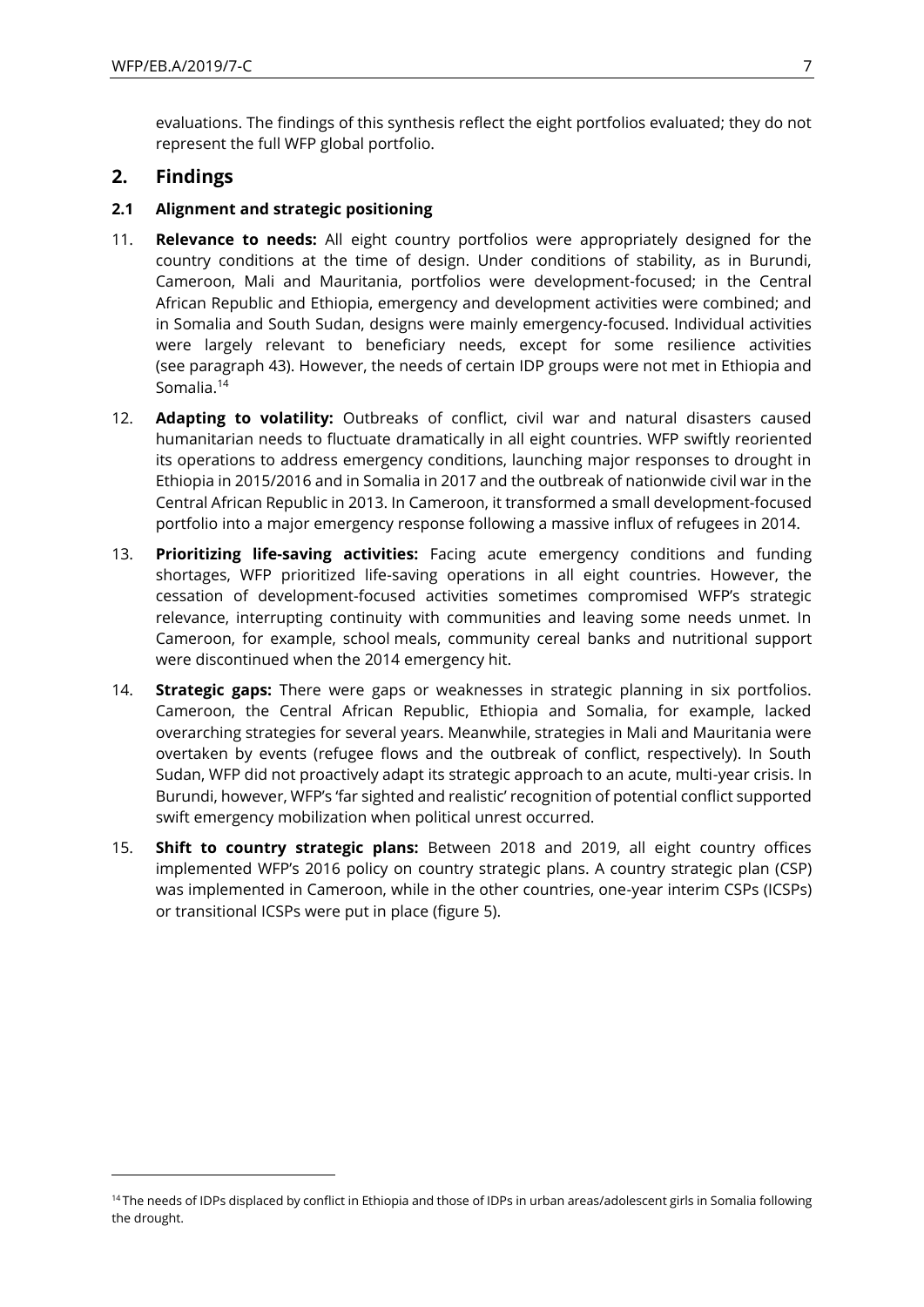evaluations. The findings of this synthesis reflect the eight portfolios evaluated; they do not represent the full WFP global portfolio.

## 2. Findings

### 2.1 Alignment and strategic positioning

11. **Relevance to needs:** All eight country portfolios were appropriately designed for the country conditions at the time of design. Under conditions of stability, as in Burundi, Cameroon, Mali and Mauritania, portfolios were development-focused; in the Central African Republic and Ethiopia, emergency and development activities were combined; and in Somalia and South Sudan, designs were mainly emergency-focused. Individual activities were largely relevant to beneficiary needs, except for some resilience activities (see paragraph 43). However, the needs of certain IDP groups were not met in Ethiopia and Somalia.[14]

12. **Adapting to volatility:** Outbreaks of conflict, civil war and natural disasters caused humanitarian needs to fluctuate dramatically in all eight countries. WFP swiftly reoriented its operations to address emergency conditions, launching major responses to drought in Ethiopia in 2015/2016 and in Somalia in 2017 and the outbreak of nationwide civil war in the Central African Republic in 2013. In Cameroon, it transformed a small development-focused portfolio into a major emergency response following a massive influx of refugees in 2014.

13. **Prioritizing life-saving activities:** Facing acute emergency conditions and funding shortages, WFP prioritized life-saving operations in all eight countries. However, the cessation of development-focused activities sometimes compromised WFP's strategic relevance, interrupting continuity with communities and leaving some needs unmet. In Cameroon, for example, school meals, community cereal banks and nutritional support were discontinued when the 2014 emergency hit.

14. **Strategic gaps:** There were gaps or weaknesses in strategic planning in six portfolios. Cameroon, the Central African Republic, Ethiopia and Somalia, for example, lacked overarching strategies for several years. Meanwhile, strategies in Mali and Mauritania were overtaken by events (refugee flows and the outbreak of conflict, respectively). In South Sudan, WFP did not proactively adapt its strategic approach to an acute, multi-year crisis. In Burundi, however, WFP's 'far sighted and realistic' recognition of potential conflict supported swift emergency mobilization when political unrest occurred.

15. **Shift to country strategic plans:** Between 2018 and 2019, all eight country offices implemented WFP's 2016 policy on country strategic plans. A country strategic plan (CSP) was implemented in Cameroon, while in the other countries, one-year interim CSPs (ICSPs) or transitional ICSPs were put in place (figure 5).

---

[14] The needs of IDPs displaced by conflict in Ethiopia and those of IDPs in urban areas/adolescent girls in Somalia following the drought.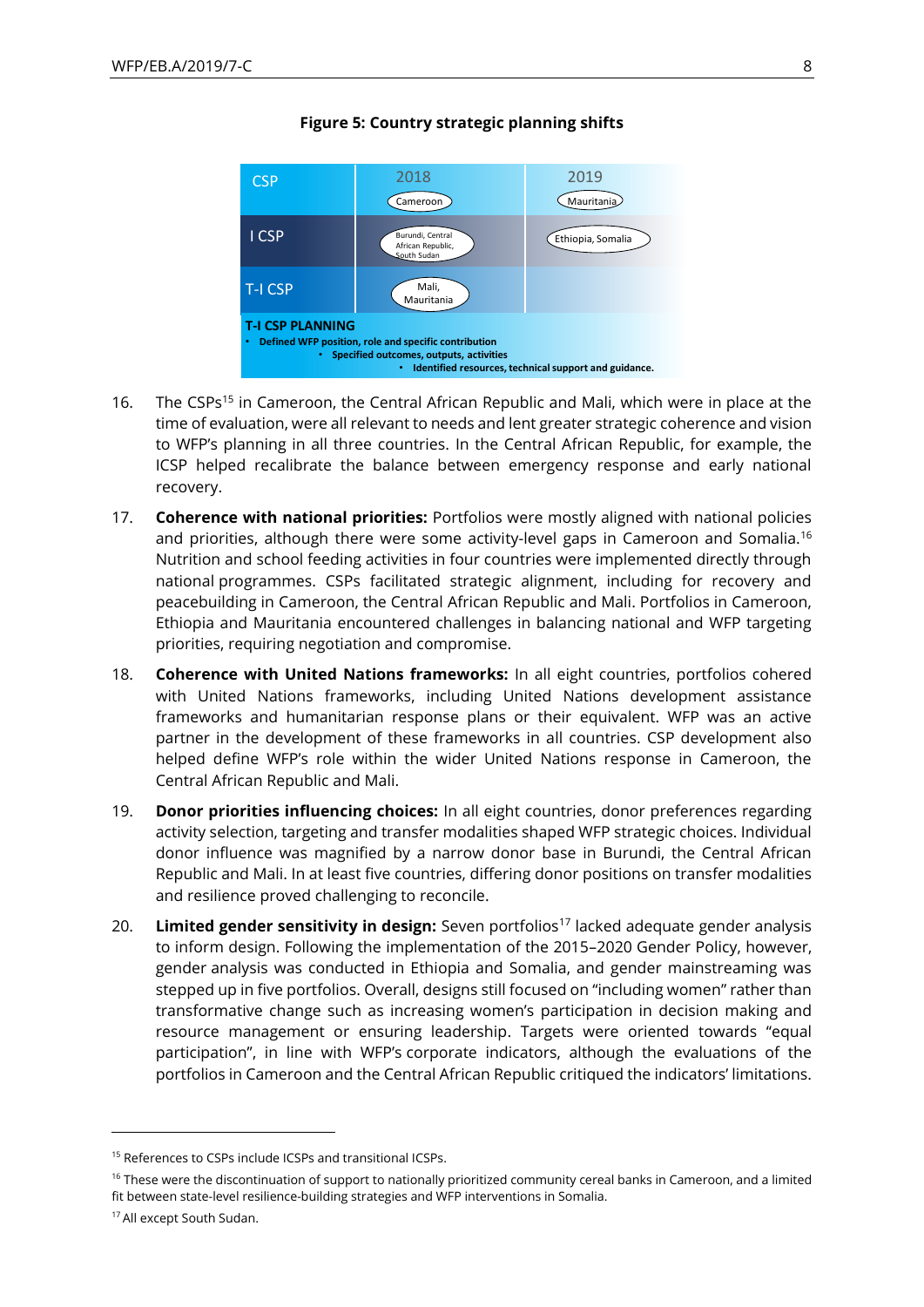**Figure 5: Country strategic planning shifts**

|  | 2018 | 2019 |
| --- | --- | --- |
| CSP | Cameroon | Mauritania |
| I CSP | Burundi, Central African Republic, South Sudan | Ethiopia, Somalia |
| T-I CSP | Mali, Mauritania |  |

**T-I CSP PLANNING**

- Defined WFP position, role and specific contribution
- Specified outcomes, outputs, activities
- Identified resources, technical support and guidance.

16. The CSPs[15] in Cameroon, the Central African Republic and Mali, which were in place at the time of evaluation, were all relevant to needs and lent greater strategic coherence and vision to WFP's planning in all three countries. In the Central African Republic, for example, the ICSP helped recalibrate the balance between emergency response and early national recovery.

17. **Coherence with national priorities:** Portfolios were mostly aligned with national policies and priorities, although there were some activity-level gaps in Cameroon and Somalia.[16] Nutrition and school feeding activities in four countries were implemented directly through national programmes. CSPs facilitated strategic alignment, including for recovery and peacebuilding in Cameroon, the Central African Republic and Mali. Portfolios in Cameroon, Ethiopia and Mauritania encountered challenges in balancing national and WFP targeting priorities, requiring negotiation and compromise.

18. **Coherence with United Nations frameworks:** In all eight countries, portfolios cohered with United Nations frameworks, including United Nations development assistance frameworks and humanitarian response plans or their equivalent. WFP was an active partner in the development of these frameworks in all countries. CSP development also helped define WFP's role within the wider United Nations response in Cameroon, the Central African Republic and Mali.

19. **Donor priorities influencing choices:** In all eight countries, donor preferences regarding activity selection, targeting and transfer modalities shaped WFP strategic choices. Individual donor influence was magnified by a narrow donor base in Burundi, the Central African Republic and Mali. In at least five countries, differing donor positions on transfer modalities and resilience proved challenging to reconcile.

20. **Limited gender sensitivity in design:** Seven portfolios[17] lacked adequate gender analysis to inform design. Following the implementation of the 2015–2020 Gender Policy, however, gender analysis was conducted in Ethiopia and Somalia, and gender mainstreaming was stepped up in five portfolios. Overall, designs still focused on "including women" rather than transformative change such as increasing women's participation in decision making and resource management or ensuring leadership. Targets were oriented towards "equal participation", in line with WFP's corporate indicators, although the evaluations of the portfolios in Cameroon and the Central African Republic critiqued the indicators' limitations.

---

[15] References to CSPs include ICSPs and transitional ICSPs.

[16] These were the discontinuation of support to nationally prioritized community cereal banks in Cameroon, and a limited fit between state-level resilience-building strategies and WFP interventions in Somalia.

[17] All except South Sudan.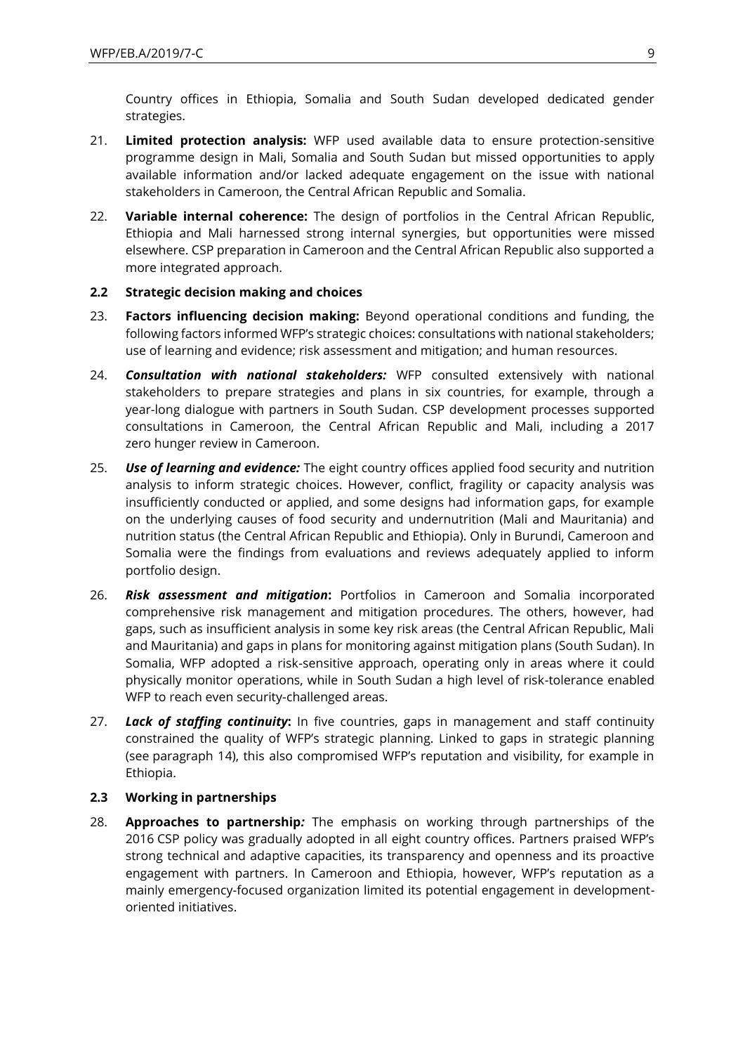Country offices in Ethiopia, Somalia and South Sudan developed dedicated gender strategies.

21. **Limited protection analysis:** WFP used available data to ensure protection-sensitive programme design in Mali, Somalia and South Sudan but missed opportunities to apply available information and/or lacked adequate engagement on the issue with national stakeholders in Cameroon, the Central African Republic and Somalia.

22. **Variable internal coherence:** The design of portfolios in the Central African Republic, Ethiopia and Mali harnessed strong internal synergies, but opportunities were missed elsewhere. CSP preparation in Cameroon and the Central African Republic also supported a more integrated approach.

### 2.2 Strategic decision making and choices

23. **Factors influencing decision making:** Beyond operational conditions and funding, the following factors informed WFP's strategic choices: consultations with national stakeholders; use of learning and evidence; risk assessment and mitigation; and human resources.

24. ***Consultation with national stakeholders:*** WFP consulted extensively with national stakeholders to prepare strategies and plans in six countries, for example, through a year-long dialogue with partners in South Sudan. CSP development processes supported consultations in Cameroon, the Central African Republic and Mali, including a 2017 zero hunger review in Cameroon.

25. ***Use of learning and evidence:*** The eight country offices applied food security and nutrition analysis to inform strategic choices. However, conflict, fragility or capacity analysis was insufficiently conducted or applied, and some designs had information gaps, for example on the underlying causes of food security and undernutrition (Mali and Mauritania) and nutrition status (the Central African Republic and Ethiopia). Only in Burundi, Cameroon and Somalia were the findings from evaluations and reviews adequately applied to inform portfolio design.

26. ***Risk assessment and mitigation*:** Portfolios in Cameroon and Somalia incorporated comprehensive risk management and mitigation procedures. The others, however, had gaps, such as insufficient analysis in some key risk areas (the Central African Republic, Mali and Mauritania) and gaps in plans for monitoring against mitigation plans (South Sudan). In Somalia, WFP adopted a risk-sensitive approach, operating only in areas where it could physically monitor operations, while in South Sudan a high level of risk-tolerance enabled WFP to reach even security-challenged areas.

27. ***Lack of staffing continuity*:** In five countries, gaps in management and staff continuity constrained the quality of WFP's strategic planning. Linked to gaps in strategic planning (see paragraph 14), this also compromised WFP's reputation and visibility, for example in Ethiopia.

### 2.3 Working in partnerships

28. **Approaches to partnership*:*** The emphasis on working through partnerships of the 2016 CSP policy was gradually adopted in all eight country offices. Partners praised WFP's strong technical and adaptive capacities, its transparency and openness and its proactive engagement with partners. In Cameroon and Ethiopia, however, WFP's reputation as a mainly emergency-focused organization limited its potential engagement in development-oriented initiatives.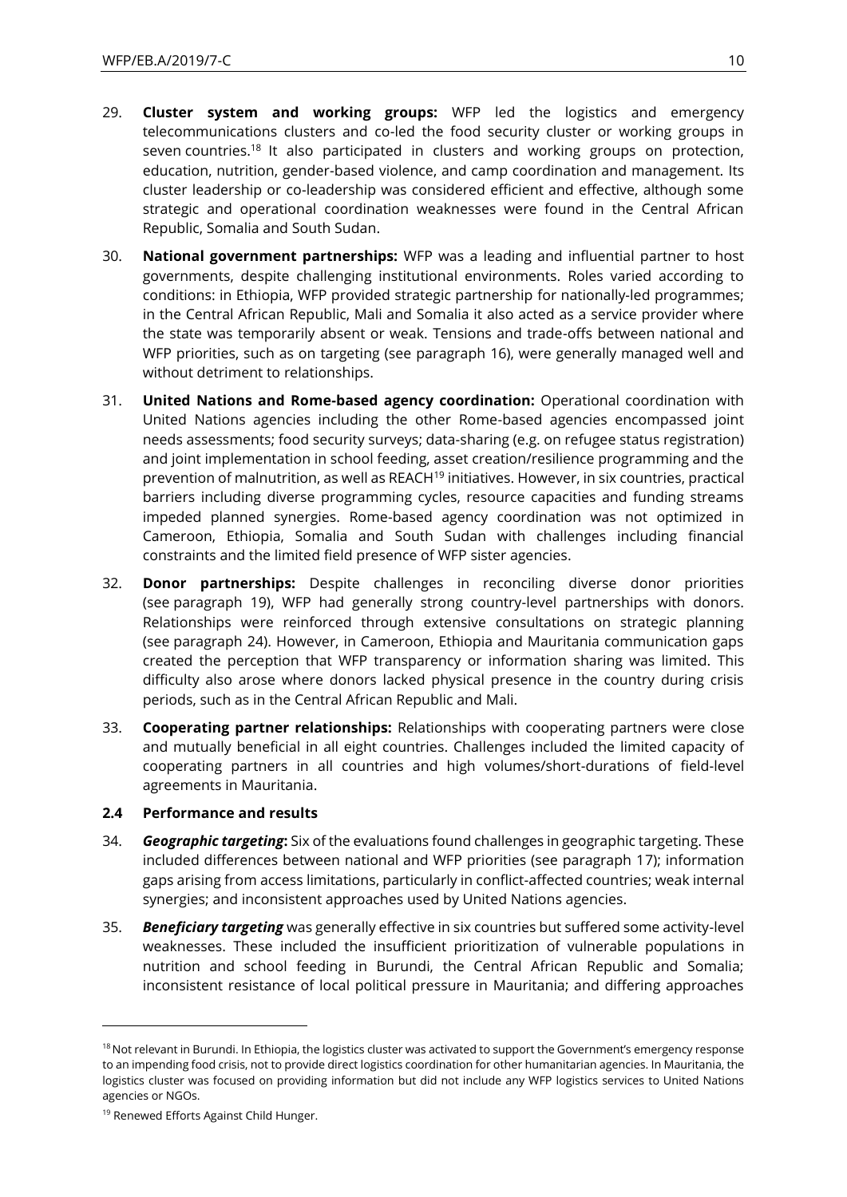29. **Cluster system and working groups:** WFP led the logistics and emergency telecommunications clusters and co-led the food security cluster or working groups in seven countries.[18] It also participated in clusters and working groups on protection, education, nutrition, gender-based violence, and camp coordination and management. Its cluster leadership or co-leadership was considered efficient and effective, although some strategic and operational coordination weaknesses were found in the Central African Republic, Somalia and South Sudan.

30. **National government partnerships:** WFP was a leading and influential partner to host governments, despite challenging institutional environments. Roles varied according to conditions: in Ethiopia, WFP provided strategic partnership for nationally-led programmes; in the Central African Republic, Mali and Somalia it also acted as a service provider where the state was temporarily absent or weak. Tensions and trade-offs between national and WFP priorities, such as on targeting (see paragraph 16), were generally managed well and without detriment to relationships.

31. **United Nations and Rome-based agency coordination:** Operational coordination with United Nations agencies including the other Rome-based agencies encompassed joint needs assessments; food security surveys; data-sharing (e.g. on refugee status registration) and joint implementation in school feeding, asset creation/resilience programming and the prevention of malnutrition, as well as REACH[19] initiatives. However, in six countries, practical barriers including diverse programming cycles, resource capacities and funding streams impeded planned synergies. Rome-based agency coordination was not optimized in Cameroon, Ethiopia, Somalia and South Sudan with challenges including financial constraints and the limited field presence of WFP sister agencies.

32. **Donor partnerships:** Despite challenges in reconciling diverse donor priorities (see paragraph 19), WFP had generally strong country-level partnerships with donors. Relationships were reinforced through extensive consultations on strategic planning (see paragraph 24). However, in Cameroon, Ethiopia and Mauritania communication gaps created the perception that WFP transparency or information sharing was limited. This difficulty also arose where donors lacked physical presence in the country during crisis periods, such as in the Central African Republic and Mali.

33. **Cooperating partner relationships:** Relationships with cooperating partners were close and mutually beneficial in all eight countries. Challenges included the limited capacity of cooperating partners in all countries and high volumes/short-durations of field-level agreements in Mauritania.

### 2.4 Performance and results

34. ***Geographic targeting*:** Six of the evaluations found challenges in geographic targeting. These included differences between national and WFP priorities (see paragraph 17); information gaps arising from access limitations, particularly in conflict-affected countries; weak internal synergies; and inconsistent approaches used by United Nations agencies.

35. ***Beneficiary targeting*** was generally effective in six countries but suffered some activity-level weaknesses. These included the insufficient prioritization of vulnerable populations in nutrition and school feeding in Burundi, the Central African Republic and Somalia; inconsistent resistance of local political pressure in Mauritania; and differing approaches

---

[18] Not relevant in Burundi. In Ethiopia, the logistics cluster was activated to support the Government's emergency response to an impending food crisis, not to provide direct logistics coordination for other humanitarian agencies. In Mauritania, the logistics cluster was focused on providing information but did not include any WFP logistics services to United Nations agencies or NGOs.

[19] Renewed Efforts Against Child Hunger.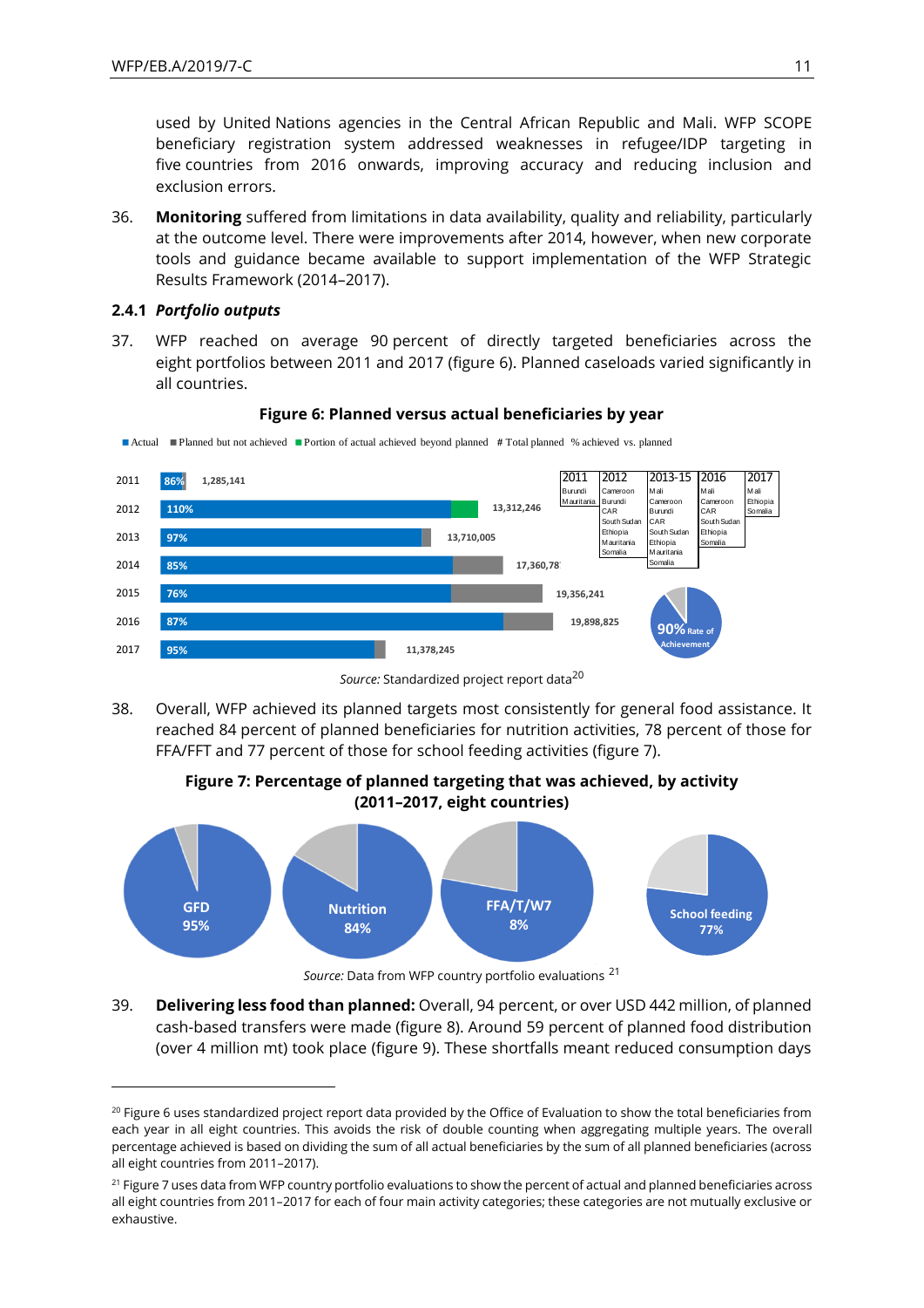used by United Nations agencies in the Central African Republic and Mali. WFP SCOPE beneficiary registration system addressed weaknesses in refugee/IDP targeting in five countries from 2016 onwards, improving accuracy and reducing inclusion and exclusion errors.

36. **Monitoring** suffered from limitations in data availability, quality and reliability, particularly at the outcome level. There were improvements after 2014, however, when new corporate tools and guidance became available to support implementation of the WFP Strategic Results Framework (2014–2017).

### 2.4.1 *Portfolio outputs*

37. WFP reached on average 90 percent of directly targeted beneficiaries across the eight portfolios between 2011 and 2017 (figure 6). Planned caseloads varied significantly in all countries.

**Figure 6: Planned versus actual beneficiaries by year**

■ Actual ■ Planned but not achieved ■ Portion of actual achieved beyond planned # Total planned % achieved vs. planned

| Year | % achieved vs. planned | Total planned |
|---|---|---|
| 2011 | 86% | 1,285,141 |
| 2012 | 110% | 13,312,246 |
| 2013 | 97% | 13,710,005 |
| 2014 | 85% | 17,360,78 |
| 2015 | 76% | 19,356,241 |
| 2016 | 87% | 19,898,825 |
| 2017 | 95% | 11,378,245 |

| 2011 | 2012 | 2013-15 | 2016 | 2017 |
|---|---|---|---|---|
| Burundi | Cameroon | Mali | Mali | Mali |
| Mauritania | Burundi | Cameroon | Cameroon | Ethiopia |
| | CAR | Burundi | CAR | Somalia |
| | South Sudan | CAR | South Sudan | |
| | Ethiopia | South Sudan | Ethiopia | |
| | Mauritania | Ethiopia | Somalia | |
| | Somalia | Mauritania | | |
| | | Somalia | | |

90% Rate of Achievement

*Source:* Standardized project report data[20]

38. Overall, WFP achieved its planned targets most consistently for general food assistance. It reached 84 percent of planned beneficiaries for nutrition activities, 78 percent of those for FFA/FFT and 77 percent of those for school feeding activities (figure 7).

**Figure 7: Percentage of planned targeting that was achieved, by activity (2011–2017, eight countries)**

GFD 95% | Nutrition 84% | FFA/T/W7 8% | School feeding 77%

*Source:* Data from WFP country portfolio evaluations [21]

39. **Delivering less food than planned:** Overall, 94 percent, or over USD 442 million, of planned cash-based transfers were made (figure 8). Around 59 percent of planned food distribution (over 4 million mt) took place (figure 9). These shortfalls meant reduced consumption days

---

[20] Figure 6 uses standardized project report data provided by the Office of Evaluation to show the total beneficiaries from each year in all eight countries. This avoids the risk of double counting when aggregating multiple years. The overall percentage achieved is based on dividing the sum of all actual beneficiaries by the sum of all planned beneficiaries (across all eight countries from 2011–2017).

[21] Figure 7 uses data from WFP country portfolio evaluations to show the percent of actual and planned beneficiaries across all eight countries from 2011–2017 for each of four main activity categories; these categories are not mutually exclusive or exhaustive.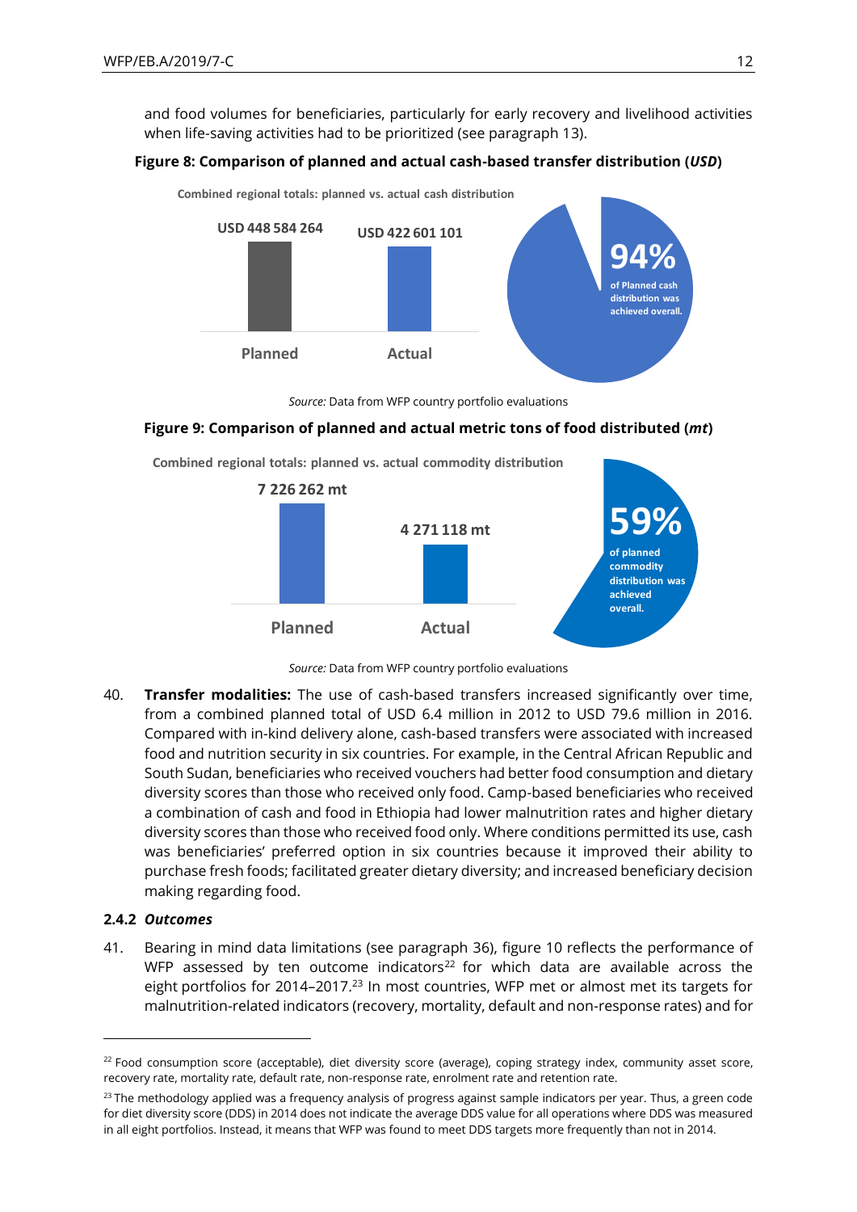and food volumes for beneficiaries, particularly for early recovery and livelihood activities when life-saving activities had to be prioritized (see paragraph 13).

**Figure 8: Comparison of planned and actual cash-based transfer distribution (*USD*)**

Combined regional totals: planned vs. actual cash distribution

| | Planned | Actual |
|---|---|---|
| USD | 448 584 264 | 422 601 101 |

**94%** of Planned cash distribution was achieved overall.

*Source:* Data from WFP country portfolio evaluations

**Figure 9: Comparison of planned and actual metric tons of food distributed (*mt*)**

Combined regional totals: planned vs. actual commodity distribution

| | Planned | Actual |
|---|---|---|
| mt | 7 226 262 | 4 271 118 |

**59%** of planned commodity distribution was achieved overall.

*Source:* Data from WFP country portfolio evaluations

40. **Transfer modalities:** The use of cash-based transfers increased significantly over time, from a combined planned total of USD 6.4 million in 2012 to USD 79.6 million in 2016. Compared with in-kind delivery alone, cash-based transfers were associated with increased food and nutrition security in six countries. For example, in the Central African Republic and South Sudan, beneficiaries who received vouchers had better food consumption and dietary diversity scores than those who received only food. Camp-based beneficiaries who received a combination of cash and food in Ethiopia had lower malnutrition rates and higher dietary diversity scores than those who received food only. Where conditions permitted its use, cash was beneficiaries' preferred option in six countries because it improved their ability to purchase fresh foods; facilitated greater dietary diversity; and increased beneficiary decision making regarding food.

### 2.4.2 *Outcomes*

41. Bearing in mind data limitations (see paragraph 36), figure 10 reflects the performance of WFP assessed by ten outcome indicators[22] for which data are available across the eight portfolios for 2014–2017.[23] In most countries, WFP met or almost met its targets for malnutrition-related indicators (recovery, mortality, default and non-response rates) and for

[22] Food consumption score (acceptable), diet diversity score (average), coping strategy index, community asset score, recovery rate, mortality rate, default rate, non-response rate, enrolment rate and retention rate.

[23] The methodology applied was a frequency analysis of progress against sample indicators per year. Thus, a green code for diet diversity score (DDS) in 2014 does not indicate the average DDS value for all operations where DDS was measured in all eight portfolios. Instead, it means that WFP was found to meet DDS targets more frequently than not in 2014.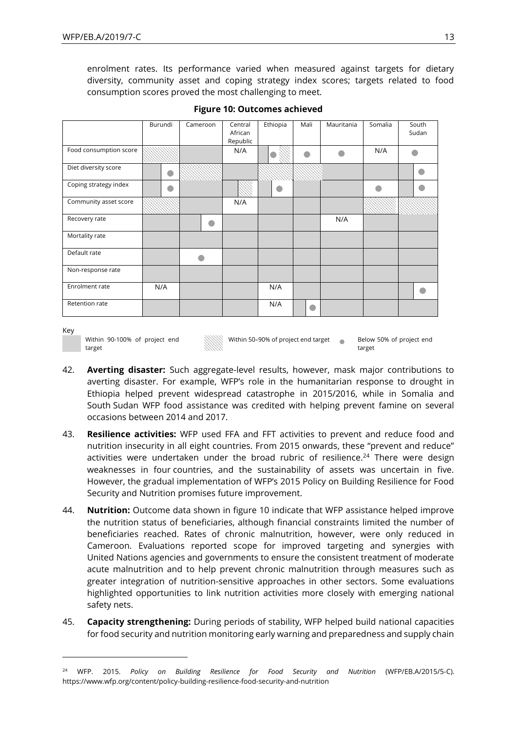enrolment rates. Its performance varied when measured against targets for dietary diversity, community asset and coping strategy index scores; targets related to food consumption scores proved the most challenging to meet.

**Figure 10: Outcomes achieved**

| | Burundi | Cameroon | Central African Republic | Ethiopia | Mali | Mauritania | Somalia | South Sudan |
|---|---|---|---|---|---|---|---|---|
| Food consumption score | Within 50–90% | Within 90–100% | N/A | Within 90–100% / Below 50% / Within 50–90% | Below 50% | Below 50% | N/A | Below 50% |
| Diet diversity score | Within 90–100% / Below 50% | Within 50–90% | Within 90–100% | Within 50–90% | Within 50–90% | Within 90–100% | Within 90–100% | Within 90–100% / Below 50% |
| Coping strategy index | Within 90–100% / Below 50% | Within 90–100% | Within 90–100% / Within 50–90% | Within 90–100% / Below 50% | Within 90–100% | Within 90–100% | Below 50% | Within 90–100% / Below 50% |
| Community asset score | Within 50–90% | Within 90–100% | N/A | Within 90–100% | Within 90–100% | Within 90–100% | Within 50–90% | Within 50–90% |
| Recovery rate | Within 90–100% | Within 90–100% / Below 50% | Within 90–100% | Within 90–100% | Within 90–100% | N/A | Within 90–100% | Within 90–100% |
| Mortality rate | Within 90–100% | Within 90–100% | Within 90–100% | Within 90–100% | Within 90–100% | Within 90–100% | Within 90–100% | Within 90–100% |
| Default rate | Within 90–100% | Below 50% | Within 90–100% | Within 90–100% | Within 90–100% | Within 90–100% | Within 90–100% | Within 90–100% |
| Non-response rate | Within 90–100% | Within 90–100% | Within 90–100% | Within 90–100% | Within 90–100% | Within 90–100% | Within 90–100% | Within 90–100% |
| Enrolment rate | N/A | Within 90–100% | Within 90–100% | N/A | Within 90–100% | Within 90–100% | Within 90–100% | Within 90–100% / Below 50% |
| Retention rate | Within 90–100% | Within 90–100% | Within 90–100% | N/A | Within 90–100% / Below 50% | Within 90–100% | Within 90–100% | Within 90–100% |

Key

- Within 90-100% of project end target
- Within 50–90% of project end target
- Below 50% of project end target

42. **Averting disaster:** Such aggregate-level results, however, mask major contributions to averting disaster. For example, WFP's role in the humanitarian response to drought in Ethiopia helped prevent widespread catastrophe in 2015/2016, while in Somalia and South Sudan WFP food assistance was credited with helping prevent famine on several occasions between 2014 and 2017.

43. **Resilience activities:** WFP used FFA and FFT activities to prevent and reduce food and nutrition insecurity in all eight countries. From 2015 onwards, these "prevent and reduce" activities were undertaken under the broad rubric of resilience.[24] There were design weaknesses in four countries, and the sustainability of assets was uncertain in five. However, the gradual implementation of WFP's 2015 Policy on Building Resilience for Food Security and Nutrition promises future improvement.

44. **Nutrition:** Outcome data shown in figure 10 indicate that WFP assistance helped improve the nutrition status of beneficiaries, although financial constraints limited the number of beneficiaries reached. Rates of chronic malnutrition, however, were only reduced in Cameroon. Evaluations reported scope for improved targeting and synergies with United Nations agencies and governments to ensure the consistent treatment of moderate acute malnutrition and to help prevent chronic malnutrition through measures such as greater integration of nutrition-sensitive approaches in other sectors. Some evaluations highlighted opportunities to link nutrition activities more closely with emerging national safety nets.

45. **Capacity strengthening:** During periods of stability, WFP helped build national capacities for food security and nutrition monitoring early warning and preparedness and supply chain

[24] WFP. 2015. *Policy on Building Resilience for Food Security and Nutrition* (WFP/EB.A/2015/5-C). https://www.wfp.org/content/policy-building-resilience-food-security-and-nutrition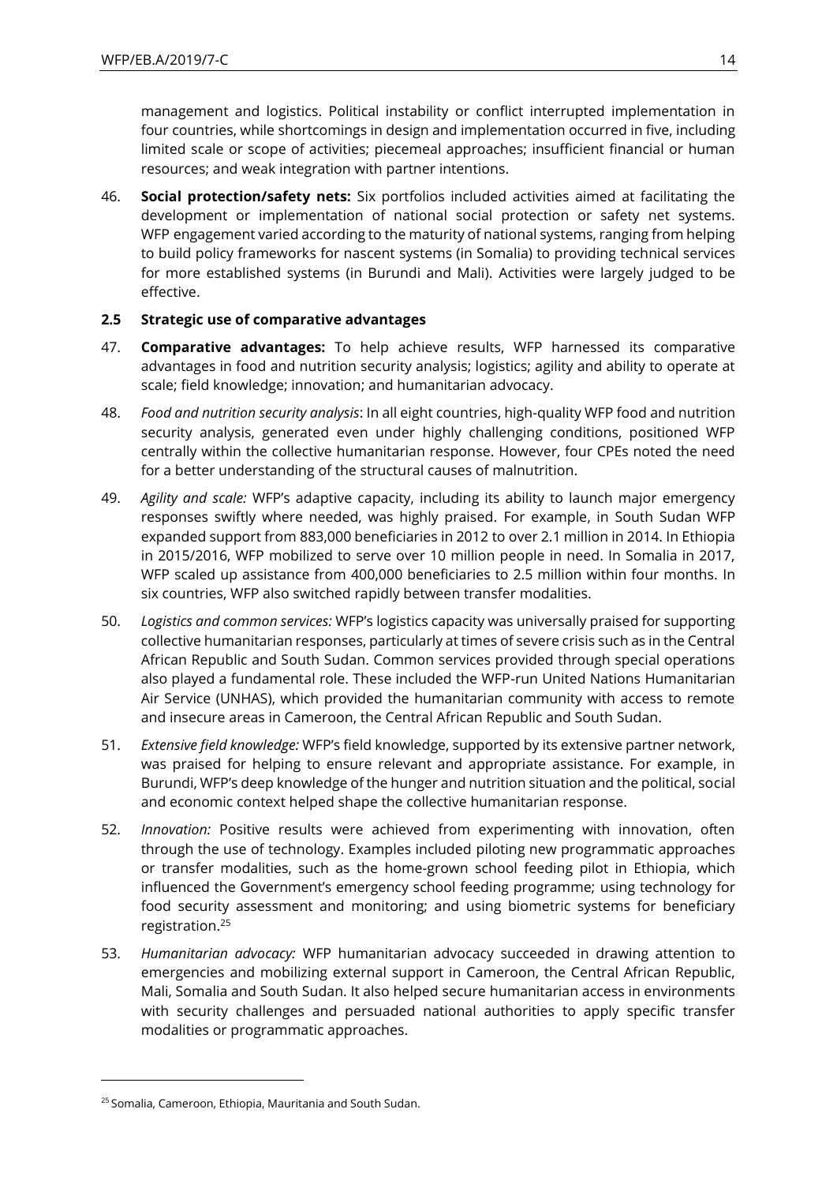management and logistics. Political instability or conflict interrupted implementation in four countries, while shortcomings in design and implementation occurred in five, including limited scale or scope of activities; piecemeal approaches; insufficient financial or human resources; and weak integration with partner intentions.

46. **Social protection/safety nets:** Six portfolios included activities aimed at facilitating the development or implementation of national social protection or safety net systems. WFP engagement varied according to the maturity of national systems, ranging from helping to build policy frameworks for nascent systems (in Somalia) to providing technical services for more established systems (in Burundi and Mali). Activities were largely judged to be effective.

### 2.5 Strategic use of comparative advantages

47. **Comparative advantages:** To help achieve results, WFP harnessed its comparative advantages in food and nutrition security analysis; logistics; agility and ability to operate at scale; field knowledge; innovation; and humanitarian advocacy.

48. *Food and nutrition security analysis*: In all eight countries, high-quality WFP food and nutrition security analysis, generated even under highly challenging conditions, positioned WFP centrally within the collective humanitarian response. However, four CPEs noted the need for a better understanding of the structural causes of malnutrition.

49. *Agility and scale:* WFP's adaptive capacity, including its ability to launch major emergency responses swiftly where needed, was highly praised. For example, in South Sudan WFP expanded support from 883,000 beneficiaries in 2012 to over 2.1 million in 2014. In Ethiopia in 2015/2016, WFP mobilized to serve over 10 million people in need. In Somalia in 2017, WFP scaled up assistance from 400,000 beneficiaries to 2.5 million within four months. In six countries, WFP also switched rapidly between transfer modalities.

50. *Logistics and common services:* WFP's logistics capacity was universally praised for supporting collective humanitarian responses, particularly at times of severe crisis such as in the Central African Republic and South Sudan. Common services provided through special operations also played a fundamental role. These included the WFP-run United Nations Humanitarian Air Service (UNHAS), which provided the humanitarian community with access to remote and insecure areas in Cameroon, the Central African Republic and South Sudan.

51. *Extensive field knowledge:* WFP's field knowledge, supported by its extensive partner network, was praised for helping to ensure relevant and appropriate assistance. For example, in Burundi, WFP's deep knowledge of the hunger and nutrition situation and the political, social and economic context helped shape the collective humanitarian response.

52. *Innovation:* Positive results were achieved from experimenting with innovation, often through the use of technology. Examples included piloting new programmatic approaches or transfer modalities, such as the home-grown school feeding pilot in Ethiopia, which influenced the Government's emergency school feeding programme; using technology for food security assessment and monitoring; and using biometric systems for beneficiary registration.[25]

53. *Humanitarian advocacy:* WFP humanitarian advocacy succeeded in drawing attention to emergencies and mobilizing external support in Cameroon, the Central African Republic, Mali, Somalia and South Sudan. It also helped secure humanitarian access in environments with security challenges and persuaded national authorities to apply specific transfer modalities or programmatic approaches.

---

[25] Somalia, Cameroon, Ethiopia, Mauritania and South Sudan.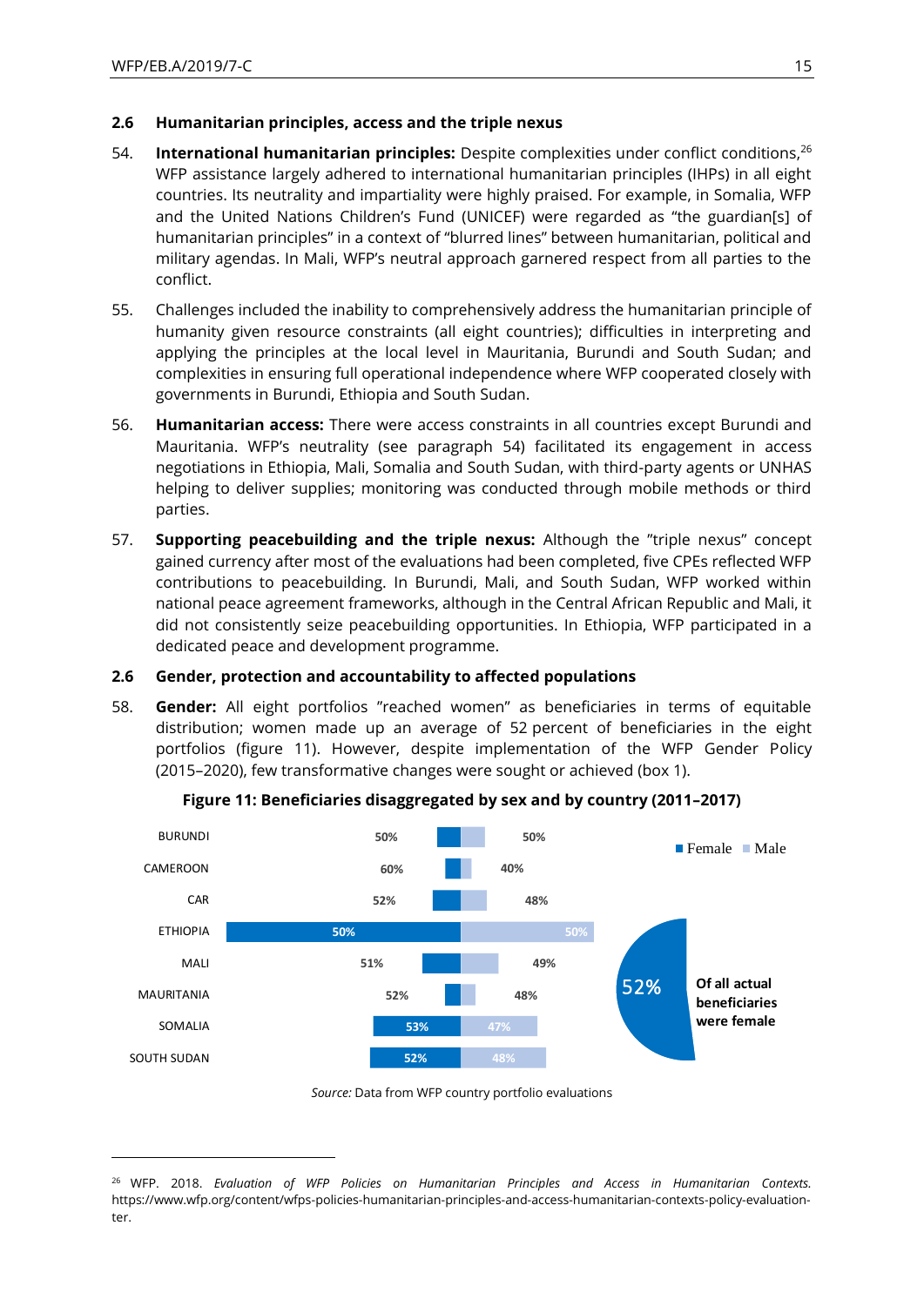## 2.6 Humanitarian principles, access and the triple nexus

54. **International humanitarian principles:** Despite complexities under conflict conditions,[26] WFP assistance largely adhered to international humanitarian principles (IHPs) in all eight countries. Its neutrality and impartiality were highly praised. For example, in Somalia, WFP and the United Nations Children's Fund (UNICEF) were regarded as "the guardian[s] of humanitarian principles" in a context of "blurred lines" between humanitarian, political and military agendas. In Mali, WFP's neutral approach garnered respect from all parties to the conflict.

55. Challenges included the inability to comprehensively address the humanitarian principle of humanity given resource constraints (all eight countries); difficulties in interpreting and applying the principles at the local level in Mauritania, Burundi and South Sudan; and complexities in ensuring full operational independence where WFP cooperated closely with governments in Burundi, Ethiopia and South Sudan.

56. **Humanitarian access:** There were access constraints in all countries except Burundi and Mauritania. WFP's neutrality (see paragraph 54) facilitated its engagement in access negotiations in Ethiopia, Mali, Somalia and South Sudan, with third-party agents or UNHAS helping to deliver supplies; monitoring was conducted through mobile methods or third parties.

57. **Supporting peacebuilding and the triple nexus:** Although the "triple nexus" concept gained currency after most of the evaluations had been completed, five CPEs reflected WFP contributions to peacebuilding. In Burundi, Mali, and South Sudan, WFP worked within national peace agreement frameworks, although in the Central African Republic and Mali, it did not consistently seize peacebuilding opportunities. In Ethiopia, WFP participated in a dedicated peace and development programme.

## 2.6 Gender, protection and accountability to affected populations

58. **Gender:** All eight portfolios "reached women" as beneficiaries in terms of equitable distribution; women made up an average of 52 percent of beneficiaries in the eight portfolios (figure 11). However, despite implementation of the WFP Gender Policy (2015–2020), few transformative changes were sought or achieved (box 1).

**Figure 11: Beneficiaries disaggregated by sex and by country (2011–2017)**

| Country | Female | Male |
|---|---|---|
| BURUNDI | 50% | 50% |
| CAMEROON | 60% | 40% |
| CAR | 52% | 48% |
| ETHIOPIA | 50% | 50% |
| MALI | 51% | 49% |
| MAURITANIA | 52% | 48% |
| SOMALIA | 53% | 47% |
| SOUTH SUDAN | 52% | 48% |

52% Of all actual beneficiaries were female

*Source:* Data from WFP country portfolio evaluations

[26] WFP. 2018. *Evaluation of WFP Policies on Humanitarian Principles and Access in Humanitarian Contexts.* https://www.wfp.org/content/wfps-policies-humanitarian-principles-and-access-humanitarian-contexts-policy-evaluation-ter.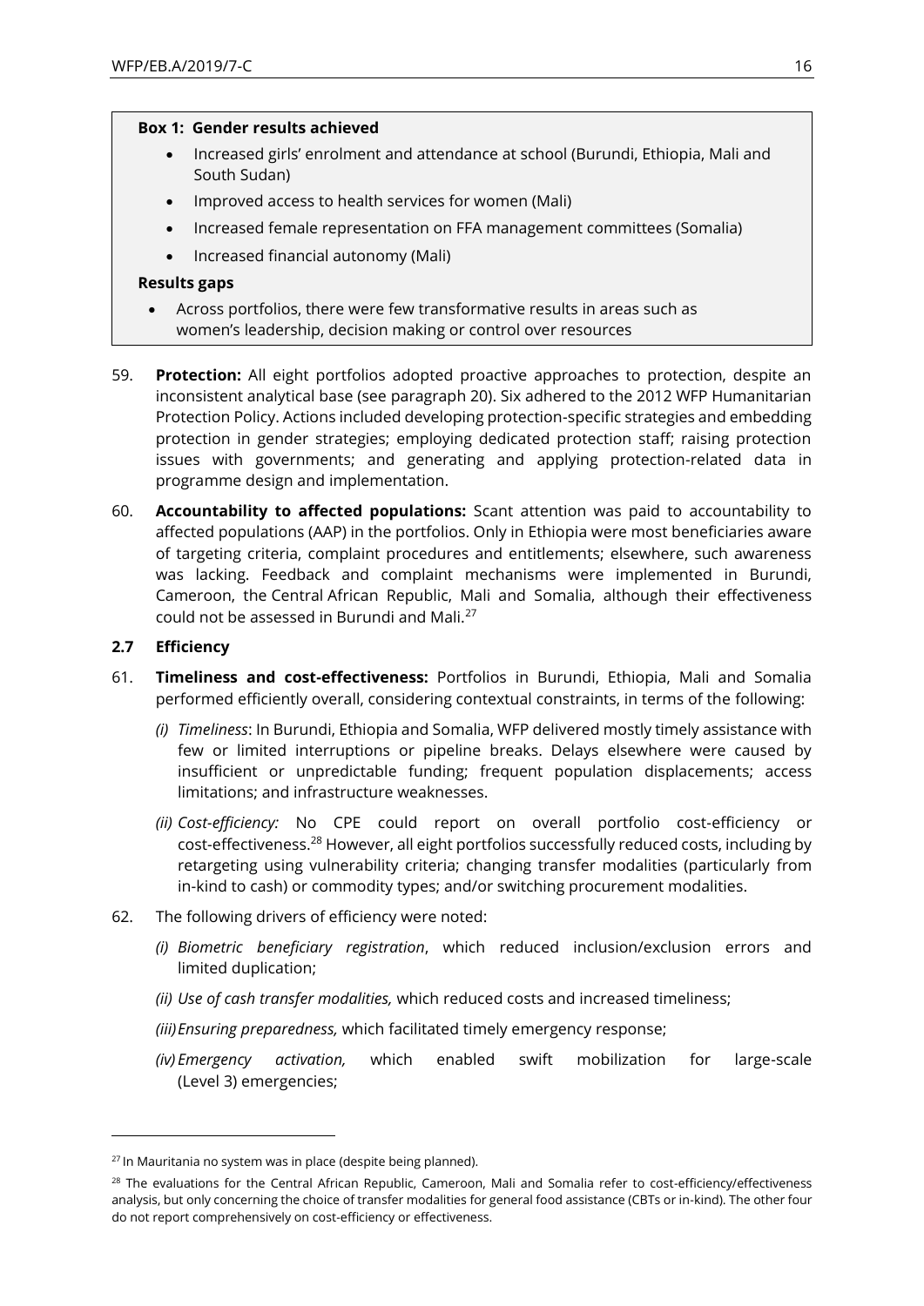**Box 1: Gender results achieved**

- Increased girls' enrolment and attendance at school (Burundi, Ethiopia, Mali and South Sudan)
- Improved access to health services for women (Mali)
- Increased female representation on FFA management committees (Somalia)
- Increased financial autonomy (Mali)

**Results gaps**

- Across portfolios, there were few transformative results in areas such as women's leadership, decision making or control over resources

59. **Protection:** All eight portfolios adopted proactive approaches to protection, despite an inconsistent analytical base (see paragraph 20). Six adhered to the 2012 WFP Humanitarian Protection Policy. Actions included developing protection-specific strategies and embedding protection in gender strategies; employing dedicated protection staff; raising protection issues with governments; and generating and applying protection-related data in programme design and implementation.

60. **Accountability to affected populations:** Scant attention was paid to accountability to affected populations (AAP) in the portfolios. Only in Ethiopia were most beneficiaries aware of targeting criteria, complaint procedures and entitlements; elsewhere, such awareness was lacking. Feedback and complaint mechanisms were implemented in Burundi, Cameroon, the Central African Republic, Mali and Somalia, although their effectiveness could not be assessed in Burundi and Mali.[27]

### 2.7 Efficiency

61. **Timeliness and cost-effectiveness:** Portfolios in Burundi, Ethiopia, Mali and Somalia performed efficiently overall, considering contextual constraints, in terms of the following:

    *(i) Timeliness*: In Burundi, Ethiopia and Somalia, WFP delivered mostly timely assistance with few or limited interruptions or pipeline breaks. Delays elsewhere were caused by insufficient or unpredictable funding; frequent population displacements; access limitations; and infrastructure weaknesses.

    *(ii) Cost-efficiency:* No CPE could report on overall portfolio cost-efficiency or cost-effectiveness.[28] However, all eight portfolios successfully reduced costs, including by retargeting using vulnerability criteria; changing transfer modalities (particularly from in-kind to cash) or commodity types; and/or switching procurement modalities.

62. The following drivers of efficiency were noted:

    *(i) Biometric beneficiary registration*, which reduced inclusion/exclusion errors and limited duplication;

    *(ii) Use of cash transfer modalities,* which reduced costs and increased timeliness;

    *(iii) Ensuring preparedness,* which facilitated timely emergency response;

    *(iv) Emergency activation,* which enabled swift mobilization for large-scale (Level 3) emergencies;

---

[27] In Mauritania no system was in place (despite being planned).

[28] The evaluations for the Central African Republic, Cameroon, Mali and Somalia refer to cost-efficiency/effectiveness analysis, but only concerning the choice of transfer modalities for general food assistance (CBTs or in-kind). The other four do not report comprehensively on cost-efficiency or effectiveness.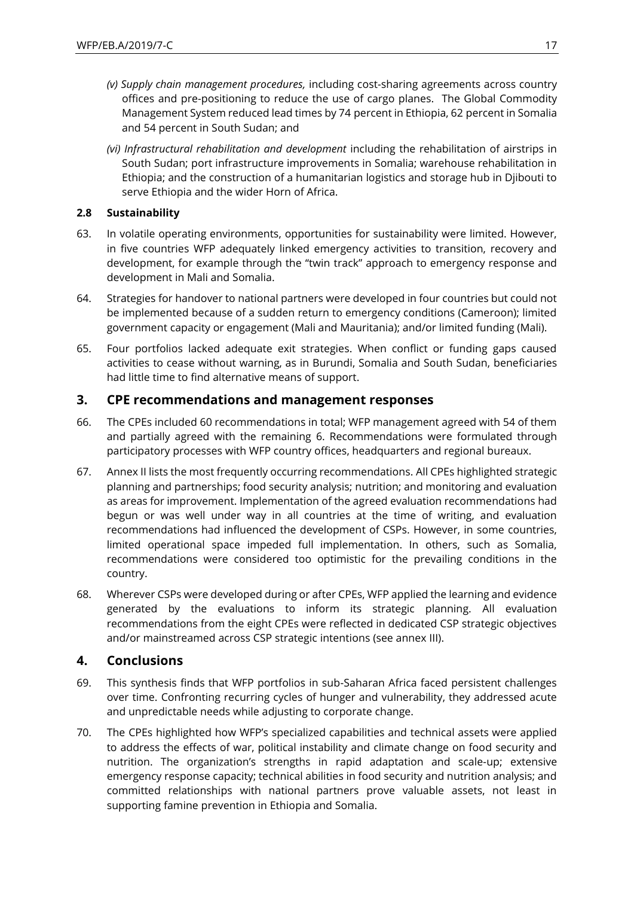- *(v) Supply chain management procedures,* including cost-sharing agreements across country offices and pre-positioning to reduce the use of cargo planes. The Global Commodity Management System reduced lead times by 74 percent in Ethiopia, 62 percent in Somalia and 54 percent in South Sudan; and
- *(vi) Infrastructural rehabilitation and development* including the rehabilitation of airstrips in South Sudan; port infrastructure improvements in Somalia; warehouse rehabilitation in Ethiopia; and the construction of a humanitarian logistics and storage hub in Djibouti to serve Ethiopia and the wider Horn of Africa.

### 2.8 Sustainability

63. In volatile operating environments, opportunities for sustainability were limited. However, in five countries WFP adequately linked emergency activities to transition, recovery and development, for example through the "twin track" approach to emergency response and development in Mali and Somalia.

64. Strategies for handover to national partners were developed in four countries but could not be implemented because of a sudden return to emergency conditions (Cameroon); limited government capacity or engagement (Mali and Mauritania); and/or limited funding (Mali).

65. Four portfolios lacked adequate exit strategies. When conflict or funding gaps caused activities to cease without warning, as in Burundi, Somalia and South Sudan, beneficiaries had little time to find alternative means of support.

## 3. CPE recommendations and management responses

66. The CPEs included 60 recommendations in total; WFP management agreed with 54 of them and partially agreed with the remaining 6. Recommendations were formulated through participatory processes with WFP country offices, headquarters and regional bureaux.

67. Annex II lists the most frequently occurring recommendations. All CPEs highlighted strategic planning and partnerships; food security analysis; nutrition; and monitoring and evaluation as areas for improvement. Implementation of the agreed evaluation recommendations had begun or was well under way in all countries at the time of writing, and evaluation recommendations had influenced the development of CSPs. However, in some countries, limited operational space impeded full implementation. In others, such as Somalia, recommendations were considered too optimistic for the prevailing conditions in the country.

68. Wherever CSPs were developed during or after CPEs, WFP applied the learning and evidence generated by the evaluations to inform its strategic planning. All evaluation recommendations from the eight CPEs were reflected in dedicated CSP strategic objectives and/or mainstreamed across CSP strategic intentions (see annex III).

## 4. Conclusions

69. This synthesis finds that WFP portfolios in sub-Saharan Africa faced persistent challenges over time. Confronting recurring cycles of hunger and vulnerability, they addressed acute and unpredictable needs while adjusting to corporate change.

70. The CPEs highlighted how WFP's specialized capabilities and technical assets were applied to address the effects of war, political instability and climate change on food security and nutrition. The organization's strengths in rapid adaptation and scale-up; extensive emergency response capacity; technical abilities in food security and nutrition analysis; and committed relationships with national partners prove valuable assets, not least in supporting famine prevention in Ethiopia and Somalia.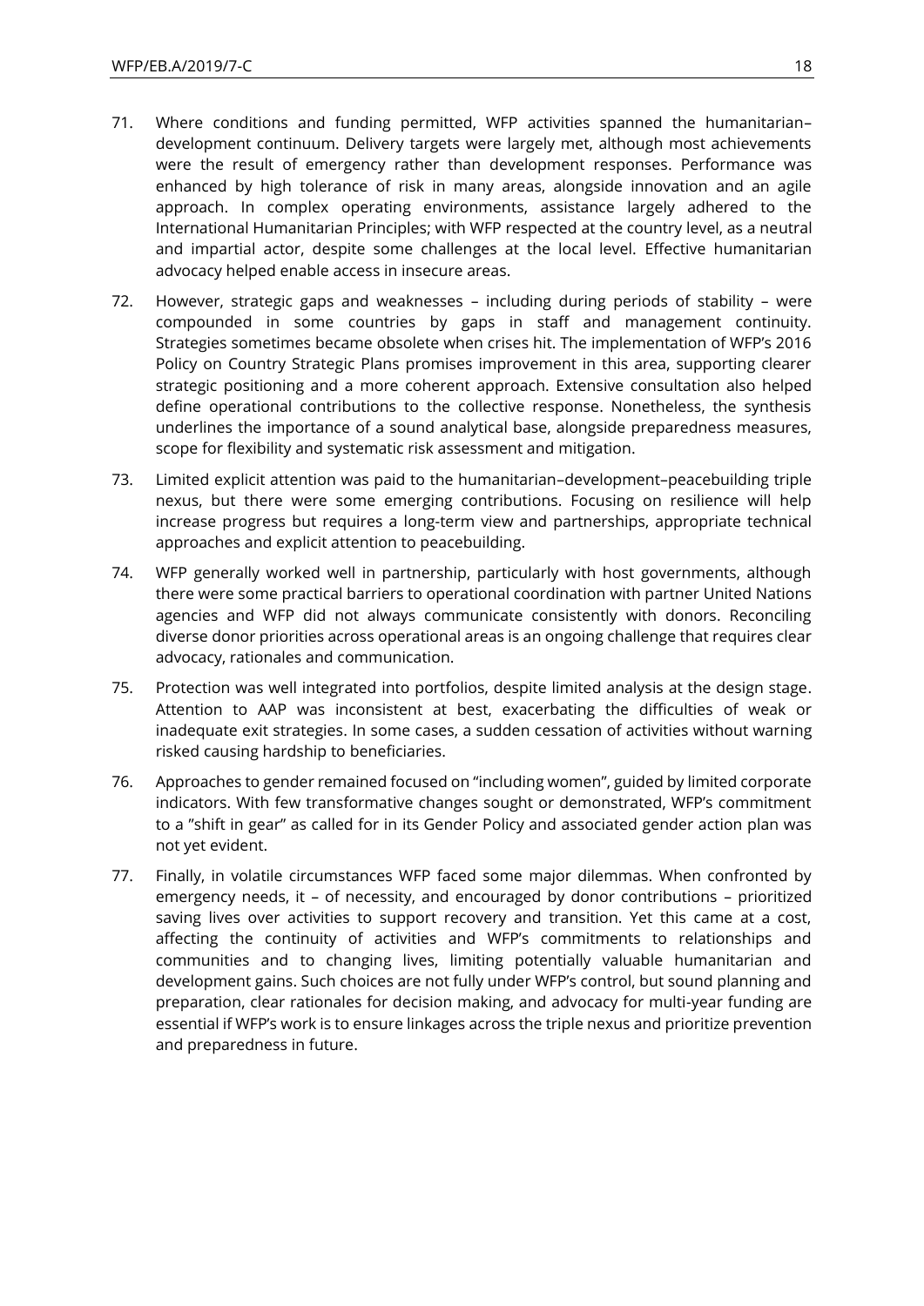71. Where conditions and funding permitted, WFP activities spanned the humanitarian–development continuum. Delivery targets were largely met, although most achievements were the result of emergency rather than development responses. Performance was enhanced by high tolerance of risk in many areas, alongside innovation and an agile approach. In complex operating environments, assistance largely adhered to the International Humanitarian Principles; with WFP respected at the country level, as a neutral and impartial actor, despite some challenges at the local level. Effective humanitarian advocacy helped enable access in insecure areas.

72. However, strategic gaps and weaknesses – including during periods of stability – were compounded in some countries by gaps in staff and management continuity. Strategies sometimes became obsolete when crises hit. The implementation of WFP's 2016 Policy on Country Strategic Plans promises improvement in this area, supporting clearer strategic positioning and a more coherent approach. Extensive consultation also helped define operational contributions to the collective response. Nonetheless, the synthesis underlines the importance of a sound analytical base, alongside preparedness measures, scope for flexibility and systematic risk assessment and mitigation.

73. Limited explicit attention was paid to the humanitarian–development–peacebuilding triple nexus, but there were some emerging contributions. Focusing on resilience will help increase progress but requires a long-term view and partnerships, appropriate technical approaches and explicit attention to peacebuilding.

74. WFP generally worked well in partnership, particularly with host governments, although there were some practical barriers to operational coordination with partner United Nations agencies and WFP did not always communicate consistently with donors. Reconciling diverse donor priorities across operational areas is an ongoing challenge that requires clear advocacy, rationales and communication.

75. Protection was well integrated into portfolios, despite limited analysis at the design stage. Attention to AAP was inconsistent at best, exacerbating the difficulties of weak or inadequate exit strategies. In some cases, a sudden cessation of activities without warning risked causing hardship to beneficiaries.

76. Approaches to gender remained focused on "including women", guided by limited corporate indicators. With few transformative changes sought or demonstrated, WFP's commitment to a "shift in gear" as called for in its Gender Policy and associated gender action plan was not yet evident.

77. Finally, in volatile circumstances WFP faced some major dilemmas. When confronted by emergency needs, it – of necessity, and encouraged by donor contributions – prioritized saving lives over activities to support recovery and transition. Yet this came at a cost, affecting the continuity of activities and WFP's commitments to relationships and communities and to changing lives, limiting potentially valuable humanitarian and development gains. Such choices are not fully under WFP's control, but sound planning and preparation, clear rationales for decision making, and advocacy for multi-year funding are essential if WFP's work is to ensure linkages across the triple nexus and prioritize prevention and preparedness in future.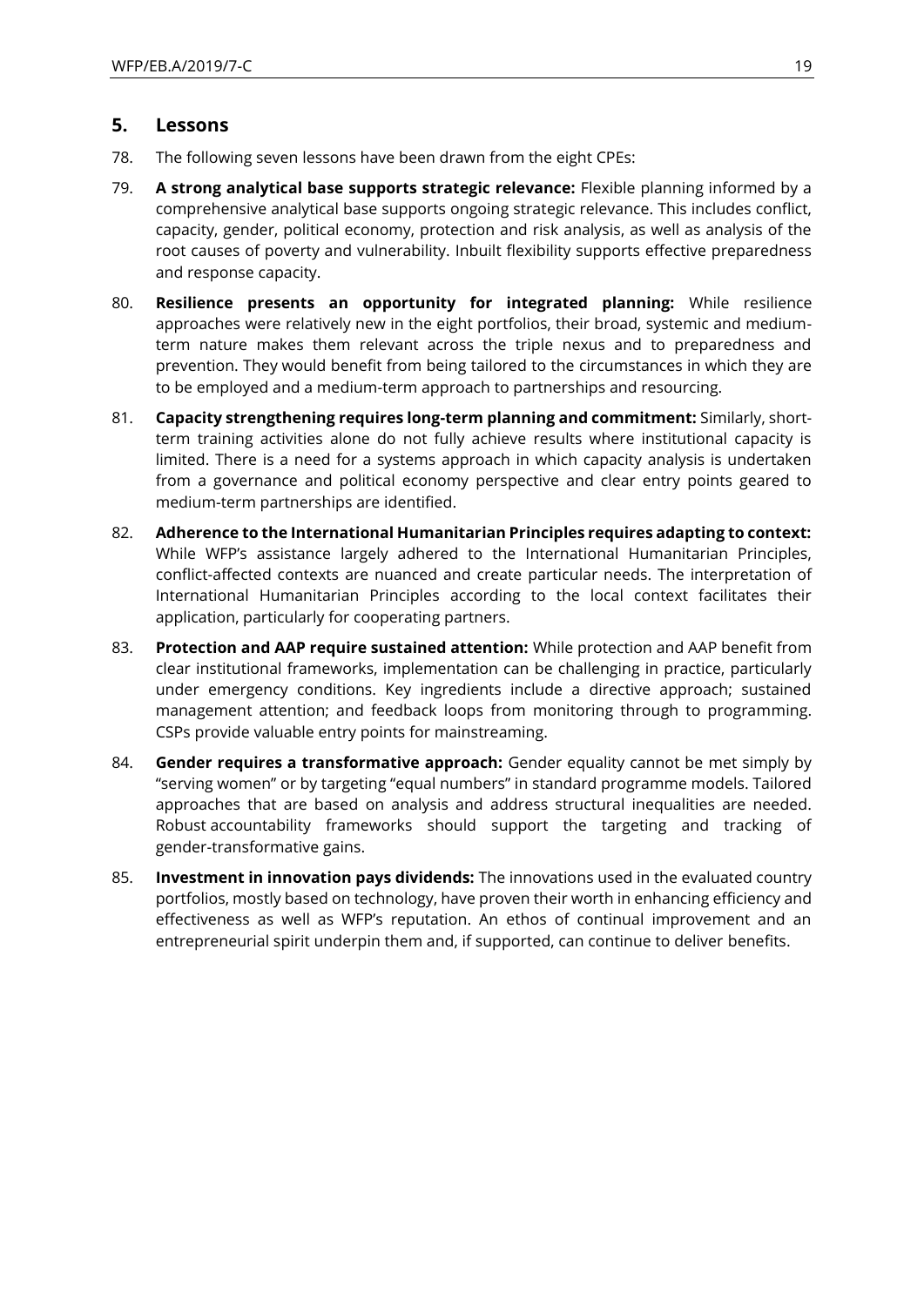## 5. Lessons

78. The following seven lessons have been drawn from the eight CPEs:

79. **A strong analytical base supports strategic relevance:** Flexible planning informed by a comprehensive analytical base supports ongoing strategic relevance. This includes conflict, capacity, gender, political economy, protection and risk analysis, as well as analysis of the root causes of poverty and vulnerability. Inbuilt flexibility supports effective preparedness and response capacity.

80. **Resilience presents an opportunity for integrated planning:** While resilience approaches were relatively new in the eight portfolios, their broad, systemic and medium-term nature makes them relevant across the triple nexus and to preparedness and prevention. They would benefit from being tailored to the circumstances in which they are to be employed and a medium-term approach to partnerships and resourcing.

81. **Capacity strengthening requires long-term planning and commitment:** Similarly, short-term training activities alone do not fully achieve results where institutional capacity is limited. There is a need for a systems approach in which capacity analysis is undertaken from a governance and political economy perspective and clear entry points geared to medium-term partnerships are identified.

82. **Adherence to the International Humanitarian Principles requires adapting to context:** While WFP's assistance largely adhered to the International Humanitarian Principles, conflict-affected contexts are nuanced and create particular needs. The interpretation of International Humanitarian Principles according to the local context facilitates their application, particularly for cooperating partners.

83. **Protection and AAP require sustained attention:** While protection and AAP benefit from clear institutional frameworks, implementation can be challenging in practice, particularly under emergency conditions. Key ingredients include a directive approach; sustained management attention; and feedback loops from monitoring through to programming. CSPs provide valuable entry points for mainstreaming.

84. **Gender requires a transformative approach:** Gender equality cannot be met simply by "serving women" or by targeting "equal numbers" in standard programme models. Tailored approaches that are based on analysis and address structural inequalities are needed. Robust accountability frameworks should support the targeting and tracking of gender-transformative gains.

85. **Investment in innovation pays dividends:** The innovations used in the evaluated country portfolios, mostly based on technology, have proven their worth in enhancing efficiency and effectiveness as well as WFP's reputation. An ethos of continual improvement and an entrepreneurial spirit underpin them and, if supported, can continue to deliver benefits.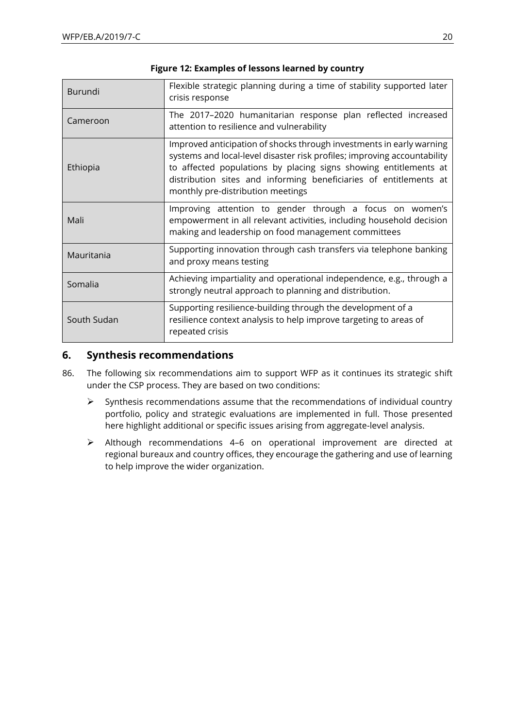**Figure 12: Examples of lessons learned by country**

| | |
|---|---|
| Burundi | Flexible strategic planning during a time of stability supported later crisis response |
| Cameroon | The 2017–2020 humanitarian response plan reflected increased attention to resilience and vulnerability |
| Ethiopia | Improved anticipation of shocks through investments in early warning systems and local-level disaster risk profiles; improving accountability to affected populations by placing signs showing entitlements at distribution sites and informing beneficiaries of entitlements at monthly pre-distribution meetings |
| Mali | Improving attention to gender through a focus on women's empowerment in all relevant activities, including household decision making and leadership on food management committees |
| Mauritania | Supporting innovation through cash transfers via telephone banking and proxy means testing |
| Somalia | Achieving impartiality and operational independence, e.g., through a strongly neutral approach to planning and distribution. |
| South Sudan | Supporting resilience-building through the development of a resilience context analysis to help improve targeting to areas of repeated crisis |

## 6. Synthesis recommendations

86. The following six recommendations aim to support WFP as it continues its strategic shift under the CSP process. They are based on two conditions:

- Synthesis recommendations assume that the recommendations of individual country portfolio, policy and strategic evaluations are implemented in full. Those presented here highlight additional or specific issues arising from aggregate-level analysis.
- Although recommendations 4–6 on operational improvement are directed at regional bureaux and country offices, they encourage the gathering and use of learning to help improve the wider organization.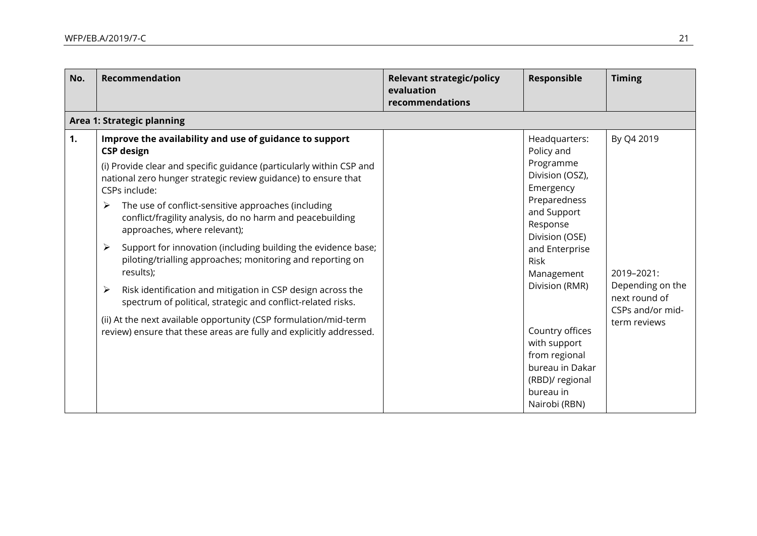| No. | Recommendation | Relevant strategic/policy evaluation recommendations | Responsible | Timing |
|---|---|---|---|---|
| **Area 1: Strategic planning** | | | | |
| **1.** | **Improve the availability and use of guidance to support CSP design**<br><br>(i) Provide clear and specific guidance (particularly within CSP and national zero hunger strategic review guidance) to ensure that CSPs include:<br><br>➢ The use of conflict-sensitive approaches (including conflict/fragility analysis, do no harm and peacebuilding approaches, where relevant);<br><br>➢ Support for innovation (including building the evidence base; piloting/trialling approaches; monitoring and reporting on results);<br><br>➢ Risk identification and mitigation in CSP design across the spectrum of political, strategic and conflict-related risks.<br><br>(ii) At the next available opportunity (CSP formulation/mid-term review) ensure that these areas are fully and explicitly addressed. | | Headquarters: Policy and Programme Division (OSZ), Emergency Preparedness and Support Response Division (OSE) and Enterprise Risk Management Division (RMR)<br><br>Country offices with support from regional bureau in Dakar (RBD)/ regional bureau in Nairobi (RBN) | By Q4 2019<br><br>2019–2021: Depending on the next round of CSPs and/or mid-term reviews |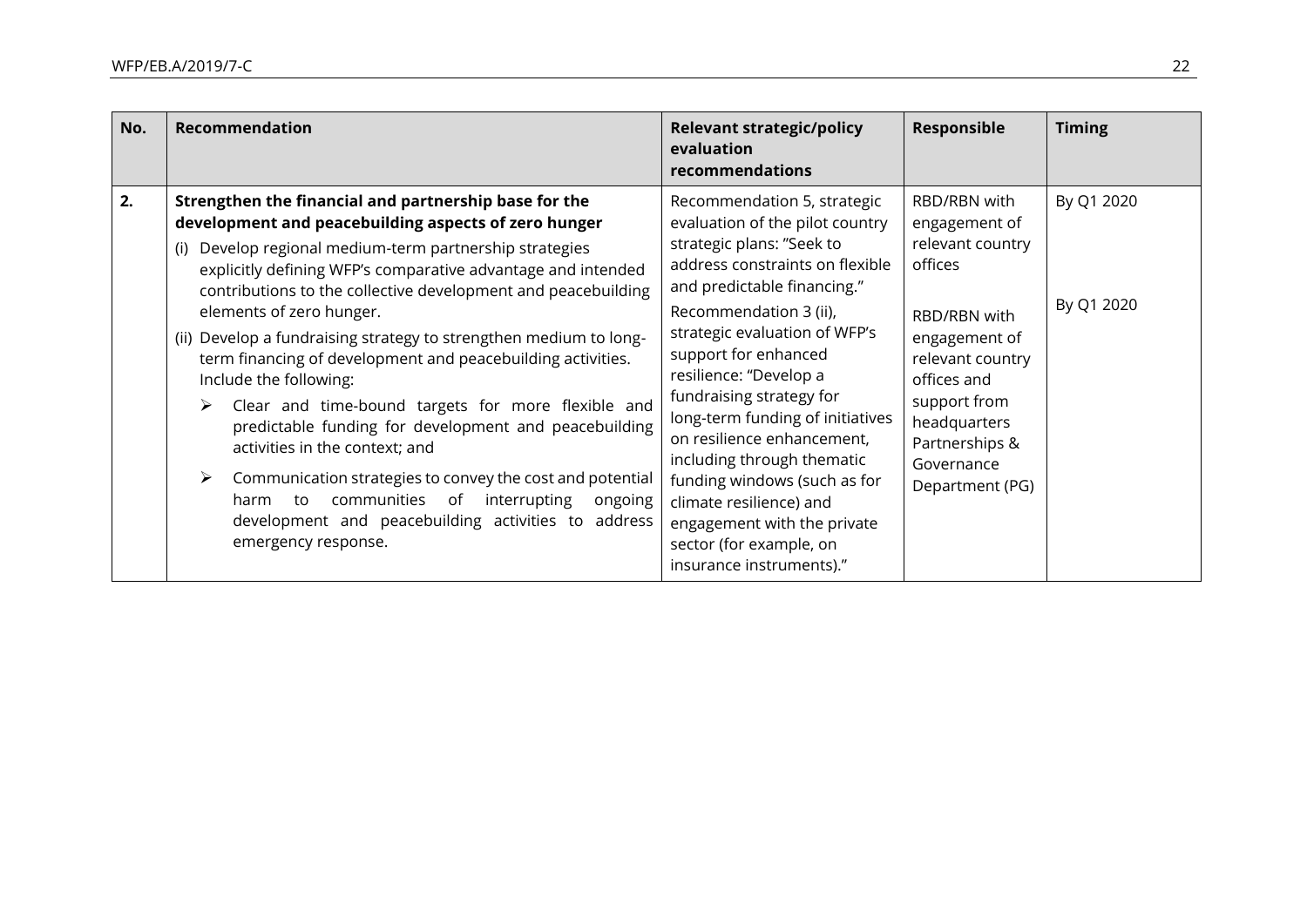| No. | Recommendation | Relevant strategic/policy evaluation recommendations | Responsible | Timing |
|---|---|---|---|---|
| 2. | **Strengthen the financial and partnership base for the development and peacebuilding aspects of zero hunger**<br>(i) Develop regional medium-term partnership strategies explicitly defining WFP's comparative advantage and intended contributions to the collective development and peacebuilding elements of zero hunger.<br>(ii) Develop a fundraising strategy to strengthen medium to long-term financing of development and peacebuilding activities. Include the following:<br>➢ Clear and time-bound targets for more flexible and predictable funding for development and peacebuilding activities in the context; and<br>➢ Communication strategies to convey the cost and potential harm to communities of interrupting ongoing development and peacebuilding activities to address emergency response. | Recommendation 5, strategic evaluation of the pilot country strategic plans: "Seek to address constraints on flexible and predictable financing."<br>Recommendation 3 (ii), strategic evaluation of WFP's support for enhanced resilience: "Develop a fundraising strategy for long-term funding of initiatives on resilience enhancement, including through thematic funding windows (such as for climate resilience) and engagement with the private sector (for example, on insurance instruments)." | RBD/RBN with engagement of relevant country offices<br><br>RBD/RBN with engagement of relevant country offices and support from headquarters Partnerships & Governance Department (PG) | By Q1 2020<br><br>By Q1 2020 |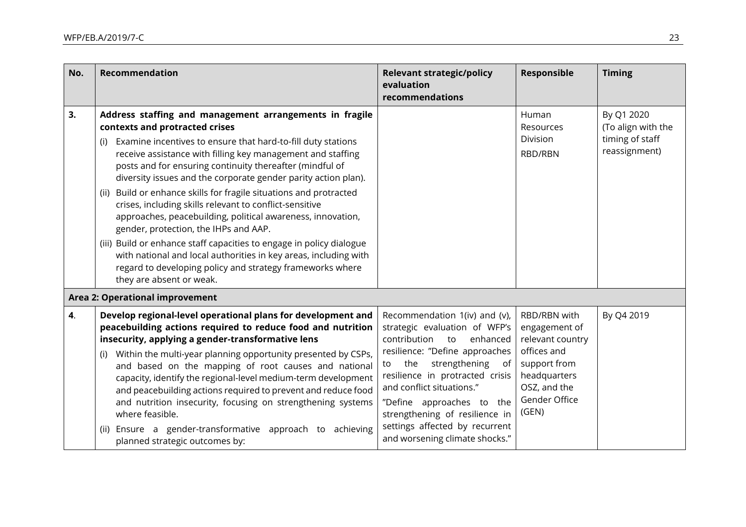| No. | Recommendation | Relevant strategic/policy evaluation recommendations | Responsible | Timing |
| --- | --- | --- | --- | --- |
| 3. | **Address staffing and management arrangements in fragile contexts and protracted crises**<br>(i) Examine incentives to ensure that hard-to-fill duty stations receive assistance with filling key management and staffing posts and for ensuring continuity thereafter (mindful of diversity issues and the corporate gender parity action plan).<br>(ii) Build or enhance skills for fragile situations and protracted crises, including skills relevant to conflict-sensitive approaches, peacebuilding, political awareness, innovation, gender, protection, the IHPs and AAP.<br>(iii) Build or enhance staff capacities to engage in policy dialogue with national and local authorities in key areas, including with regard to developing policy and strategy frameworks where they are absent or weak. | | Human Resources Division<br>RBD/RBN | By Q1 2020 (To align with the timing of staff reassignment) |
| **Area 2: Operational improvement** | | | | |
| **4**. | **Develop regional-level operational plans for development and peacebuilding actions required to reduce food and nutrition insecurity, applying a gender-transformative lens**<br>(i) Within the multi-year planning opportunity presented by CSPs, and based on the mapping of root causes and national capacity, identify the regional-level medium-term development and peacebuilding actions required to prevent and reduce food and nutrition insecurity, focusing on strengthening systems where feasible.<br>(ii) Ensure a gender-transformative approach to achieving planned strategic outcomes by: | Recommendation 1(iv) and (v), strategic evaluation of WFP's contribution to enhanced resilience: "Define approaches to the strengthening of resilience in protracted crisis and conflict situations."<br>"Define approaches to the strengthening of resilience in settings affected by recurrent and worsening climate shocks." | RBD/RBN with engagement of relevant country offices and support from headquarters OSZ, and the Gender Office (GEN) | By Q4 2019 |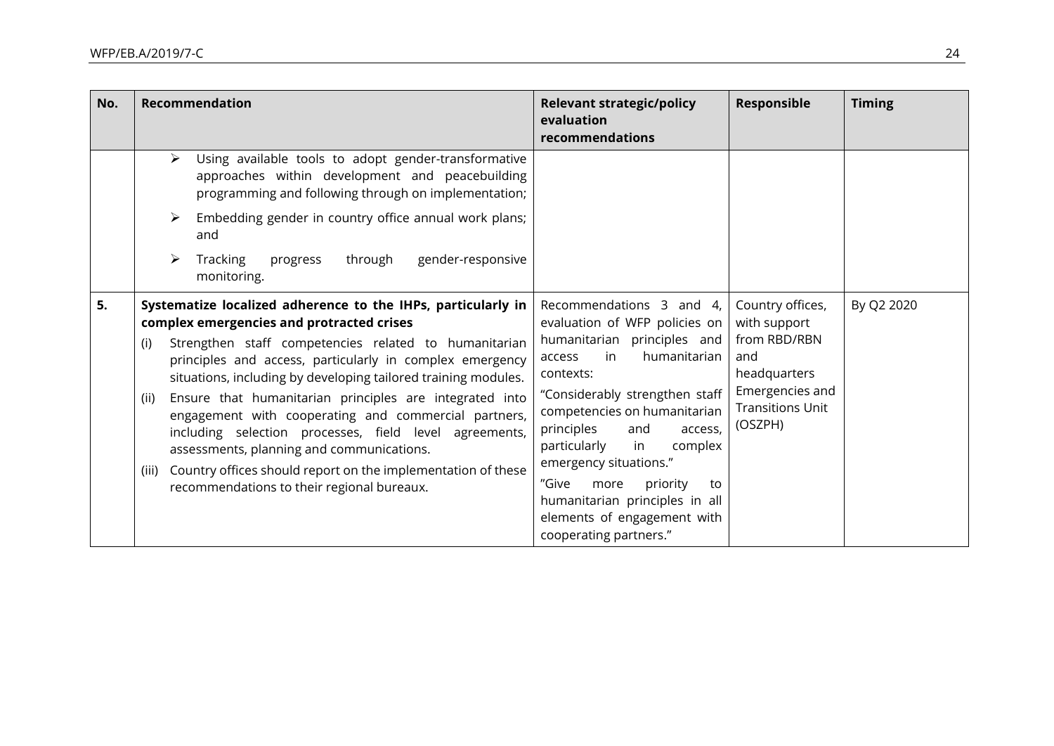| No. | Recommendation | Relevant strategic/policy evaluation recommendations | Responsible | Timing |
|---|---|---|---|---|
| | ➢ Using available tools to adopt gender-transformative approaches within development and peacebuilding programming and following through on implementation;<br>➢ Embedding gender in country office annual work plans; and<br>➢ Tracking progress through gender-responsive monitoring. | | | |
| 5. | **Systematize localized adherence to the IHPs, particularly in complex emergencies and protracted crises**<br>(i) Strengthen staff competencies related to humanitarian principles and access, particularly in complex emergency situations, including by developing tailored training modules.<br>(ii) Ensure that humanitarian principles are integrated into engagement with cooperating and commercial partners, including selection processes, field level agreements, assessments, planning and communications.<br>(iii) Country offices should report on the implementation of these recommendations to their regional bureaux. | Recommendations 3 and 4, evaluation of WFP policies on humanitarian principles and access in humanitarian contexts:<br>"Considerably strengthen staff competencies on humanitarian principles and access, particularly in complex emergency situations."<br>"Give more priority to humanitarian principles in all elements of engagement with cooperating partners." | Country offices, with support from RBD/RBN and headquarters Emergencies and Transitions Unit (OSZPH) | By Q2 2020 |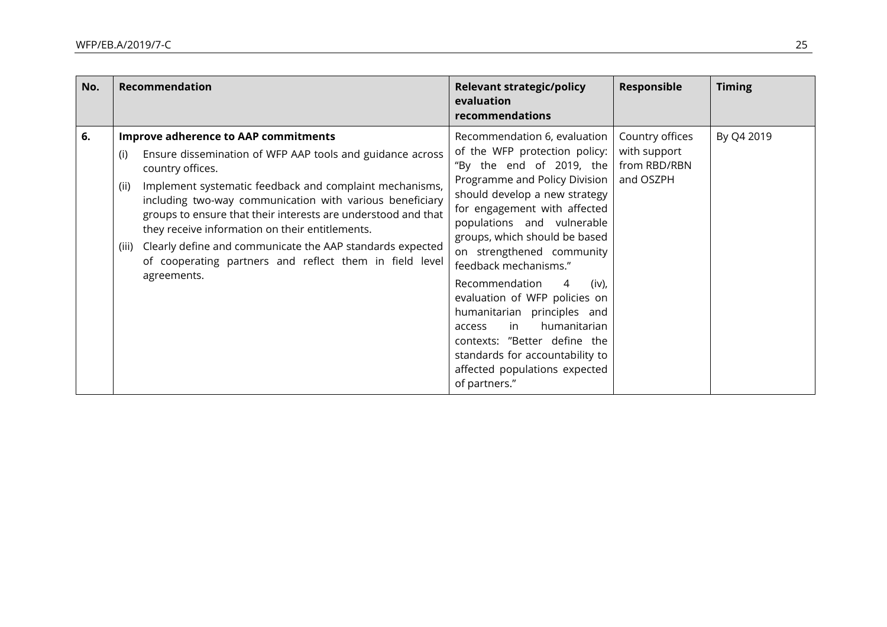| No. | Recommendation | Relevant strategic/policy evaluation recommendations | Responsible | Timing |
|---|---|---|---|---|
| 6. | **Improve adherence to AAP commitments**<br>(i) Ensure dissemination of WFP AAP tools and guidance across country offices.<br>(ii) Implement systematic feedback and complaint mechanisms, including two-way communication with various beneficiary groups to ensure that their interests are understood and that they receive information on their entitlements.<br>(iii) Clearly define and communicate the AAP standards expected of cooperating partners and reflect them in field level agreements. | Recommendation 6, evaluation of the WFP protection policy: "By the end of 2019, the Programme and Policy Division should develop a new strategy for engagement with affected populations and vulnerable groups, which should be based on strengthened community feedback mechanisms."<br>Recommendation 4 (iv), evaluation of WFP policies on humanitarian principles and access in humanitarian contexts: "Better define the standards for accountability to affected populations expected of partners." | Country offices with support from RBD/RBN and OSZPH | By Q4 2019 |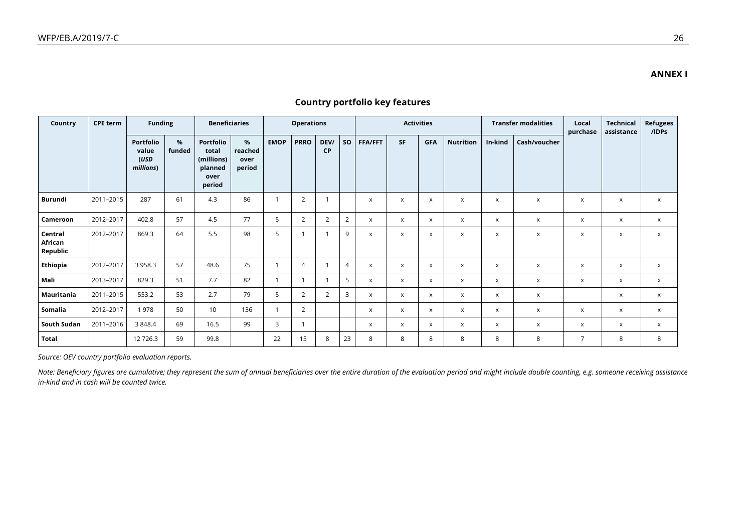**ANNEX I**

## Country portfolio key features

| Country | CPE term | Funding | | Beneficiaries | | Operations | | | | Activities | | | | Transfer modalities | | Local purchase | Technical assistance | Refugees /IDPs |
|---|---|---|---|---|---|---|---|---|---|---|---|---|---|---|---|---|---|---|
| | | Portfolio value (*USD millions*) | % funded | Portfolio total (millions) planned over period | % reached over period | EMOP | PRRO | DEV/ CP | SO | FFA/FFT | SF | GFA | Nutrition | In-kind | Cash/voucher | | | |
| **Burundi** | 2011–2015 | 287 | 61 | 4.3 | 86 | 1 | 2 | 1 | | x | x | x | x | x | x | x | x | x |
| **Cameroon** | 2012–2017 | 402.8 | 57 | 4.5 | 77 | 5 | 2 | 2 | 2 | x | x | x | x | x | x | x | x | x |
| **Central African Republic** | 2012–2017 | 869.3 | 64 | 5.5 | 98 | 5 | 1 | 1 | 9 | x | x | x | x | x | x | x | x | x |
| **Ethiopia** | 2012–2017 | 3 958.3 | 57 | 48.6 | 75 | 1 | 4 | 1 | 4 | x | x | x | x | x | x | x | x | x |
| **Mali** | 2013–2017 | 829.3 | 51 | 7.7 | 82 | 1 | 1 | 1 | 5 | x | x | x | x | x | x | x | x | x |
| **Mauritania** | 2011–2015 | 553.2 | 53 | 2.7 | 79 | 5 | 2 | 2 | 3 | x | x | x | x | x | x | | x | x |
| **Somalia** | 2012–2017 | 1 978 | 50 | 10 | 136 | 1 | 2 | | | x | x | x | x | x | x | x | x | x |
| **South Sudan** | 2011–2016 | 3 848.4 | 69 | 16.5 | 99 | 3 | 1 | | | x | x | x | x | x | x | x | x | x |
| **Total** | | 12 726.3 | 59 | 99.8 | | 22 | 15 | 8 | 23 | 8 | 8 | 8 | 8 | 8 | 8 | 7 | 8 | 8 |

*Source: OEV country portfolio evaluation reports.*

*Note: Beneficiary figures are cumulative; they represent the sum of annual beneficiaries over the entire duration of the evaluation period and might include double counting, e.g. someone receiving assistance in-kind and in cash will be counted twice.*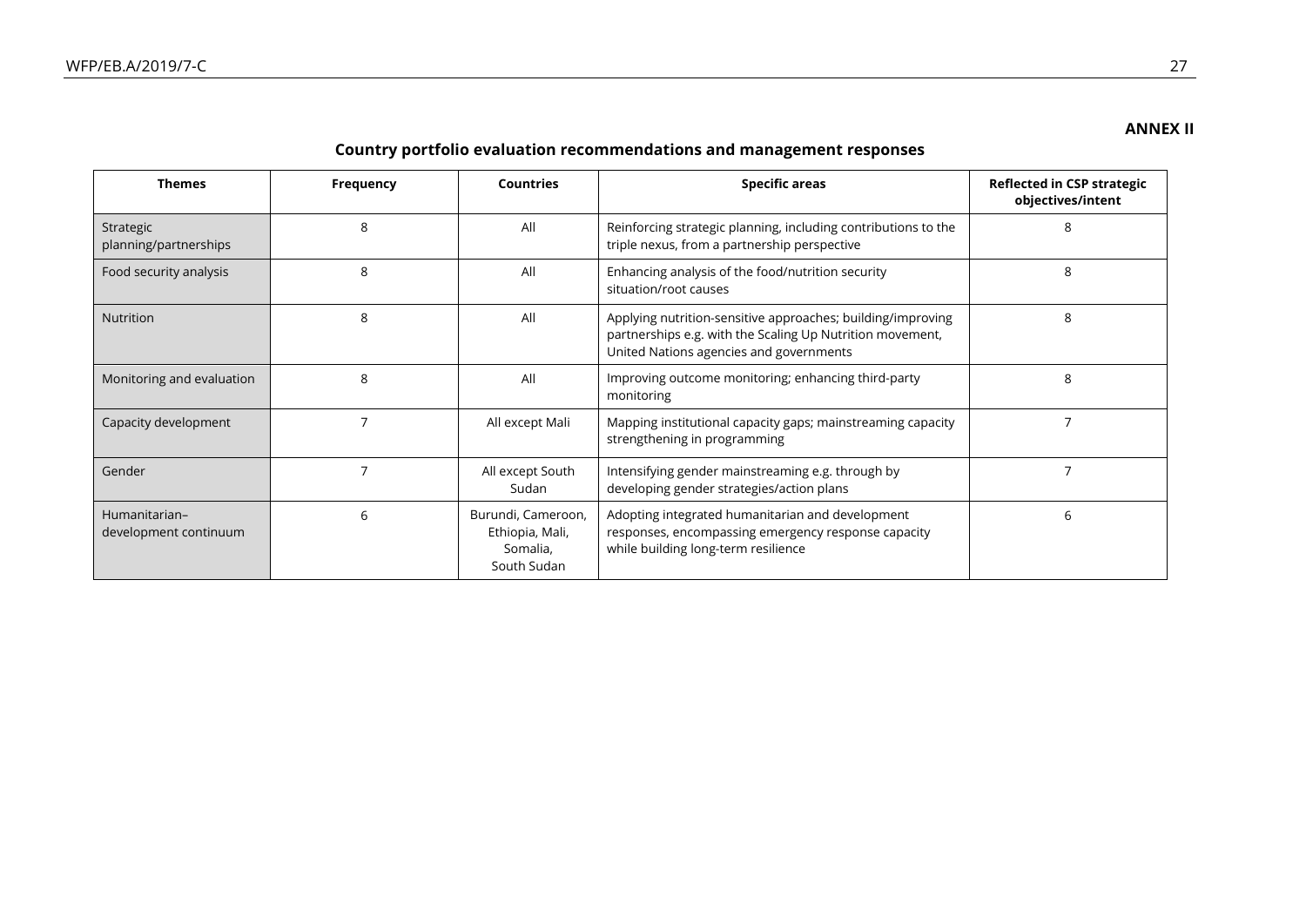**ANNEX II**

## Country portfolio evaluation recommendations and management responses

| Themes | Frequency | Countries | Specific areas | Reflected in CSP strategic objectives/intent |
|---|---|---|---|---|
| Strategic planning/partnerships | 8 | All | Reinforcing strategic planning, including contributions to the triple nexus, from a partnership perspective | 8 |
| Food security analysis | 8 | All | Enhancing analysis of the food/nutrition security situation/root causes | 8 |
| Nutrition | 8 | All | Applying nutrition-sensitive approaches; building/improving partnerships e.g. with the Scaling Up Nutrition movement, United Nations agencies and governments | 8 |
| Monitoring and evaluation | 8 | All | Improving outcome monitoring; enhancing third-party monitoring | 8 |
| Capacity development | 7 | All except Mali | Mapping institutional capacity gaps; mainstreaming capacity strengthening in programming | 7 |
| Gender | 7 | All except South Sudan | Intensifying gender mainstreaming e.g. through by developing gender strategies/action plans | 7 |
| Humanitarian–development continuum | 6 | Burundi, Cameroon, Ethiopia, Mali, Somalia, South Sudan | Adopting integrated humanitarian and development responses, encompassing emergency response capacity while building long-term resilience | 6 |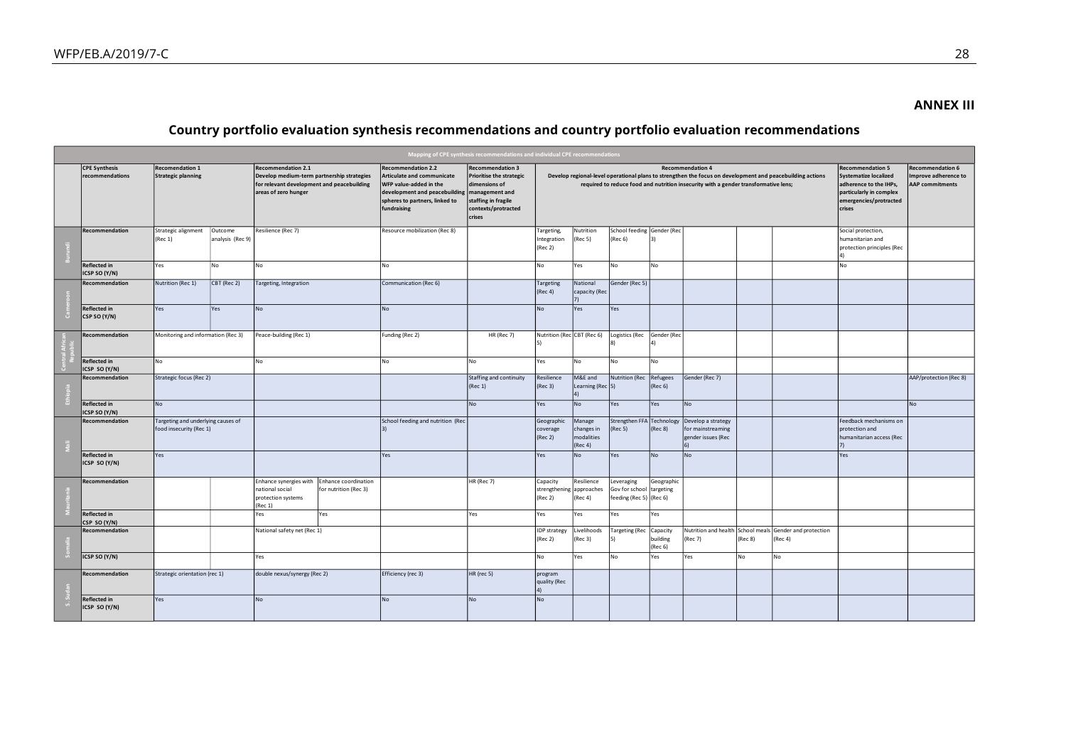## ANNEX III

# Country portfolio evaluation synthesis recommendations and country portfolio evaluation recommendations

| Mapping of CPE synthesis recommendations and individual CPE recommendations | | | | | | | | | | | | | | | | |
|---|---|---|---|---|---|---|---|---|---|---|---|---|---|---|---|---|
| | **CPE Synthesis recommendations** | **Recomendation 1 Strategic planning** | | **Recommendation 2.1 Develop medium-term partnership strategies for relevant development and peacebuilding areas of zero hunger** | | **Recommendation 2.2 Articulate and communicate WFP value-added in the development and peacebuilding spheres to partners, linked to fundraising** | **Recommendation 3 Prioritise the strategic dimensions of management and staffing in fragile contexts/protracted crises** | **Recommendation 4 Develop regional-level operational plans to strengthen the focus on development and peacebuilding actions required to reduce food and nutrition insecurity with a gender transformative lens;** | | | | | | | **Recommendation 5 Systematize localized adherence to the IHPs, particularly in complex emergencies/protracted crises** | **Recommendation 6 Improve adherence to AAP commitments** |
| Burundi | Recommendation | Strategic alignment (Rec 1) | Outcome analysis (Rec 9) | Resilience (Rec 7) | | Resource mobilization (Rec 8) | | Targeting, Integration (Rec 2) | Nutrition (Rec 5) | School feeding (Rec 6) | Gender (Rec 3) | | | | Social protection, humanitarian and protection principles (Rec 4) | |
| | Reflected in ICSP SO (Y/N) | Yes | No | No | | No | | No | Yes | No | No | | | | No | |
| Cameroon | Recommendation | Nutrition (Rec 1) | CBT (Rec 2) | Targeting, Integration | | Communication (Rec 6) | | Targeting (Rec 4) | National capacity (Rec 7) | Gender (Rec 5) | | | | | | |
| | Reflected in CSP SO (Y/N) | Yes | Yes | No | | No | | No | Yes | Yes | | | | | | |
| Central African Republic | Recommendation | Monitoring and information (Rec 3) | | Peace-building (Rec 1) | | Funding (Rec 2) | HR (Rec 7) | Nutrition (Rec 5) | CBT (Rec 6) | Logistics (Rec 8) | Gender (Rec 4) | | | | | |
| | Reflected in ICSP SO (Y/N) | No | | No | | No | No | Yes | No | No | No | | | | | |
| Ethiopia | Recommendation | Strategic focus (Rec 2) | | | | | Staffing and continuity (Rec 1) | Resilience (Rec 3) | M&E and Learning (Rec 4) | Nutrition (Rec 5) | Refugees (Rec 6) | Gender (Rec 7) | | | | AAP/protection (Rec 8) |
| | Reflected in ICSP SO (Y/N) | No | | | | | No | Yes | No | Yes | Yes | No | | | | No |
| Mali | Recommendation | Targeting and underlying causes of food insecurity (Rec 1) | | | | School feeding and nutrition (Rec 3) | | Geographic coverage (Rec 2) | Manage changes in modalities (Rec 4) | Strengthen FFA (Rec 5) | Technology (Rec 8) | Develop a strategy for mainstreaming gender issues (Rec 6) | | | Feedback mechanisms on protection and humanitarian access (Rec 7) | |
| | Reflected in ICSP SO (Y/N) | Yes | | | | Yes | | Yes | No | Yes | No | No | | | Yes | |
| Mauritania | Recommendation | | | Enhance synergies with national social protection systems (Rec 1) | Enhance coordination for nutrition (Rec 3) | | HR (Rec 7) | Capacity strengthening (Rec 2) | Resilience approaches (Rec 4) | Leveraging Gov for school feeding (Rec 5) | Geographic targeting (Rec 6) | | | | | |
| | Reflected in CSP SO (Y/N) | | | Yes | Yes | | Yes | Yes | Yes | Yes | Yes | | | | | |
| Somalia | Recommendation | | | National safety net (Rec 1) | | | | IDP strategy (Rec 2) | Livelihoods (Rec 3) | Targeting (Rec 5) | Capacity building (Rec 6) | Nutrition and health (Rec 7) | School meals (Rec 8) | Gender and protection (Rec 4) | | |
| | ICSP SO (Y/N) | | | Yes | | | | No | Yes | No | Yes | Yes | No | No | | |
| S. Sudan | Recommendation | Strategic orientation (rec 1) | | double nexus/synergy (Rec 2) | | Efficiency (rec 3) | HR (rec 5) | program quality (Rec 4) | | | | | | | | |
| | Reflected in ICSP SO (Y/N) | Yes | | No | | No | No | No | | | | | | | | |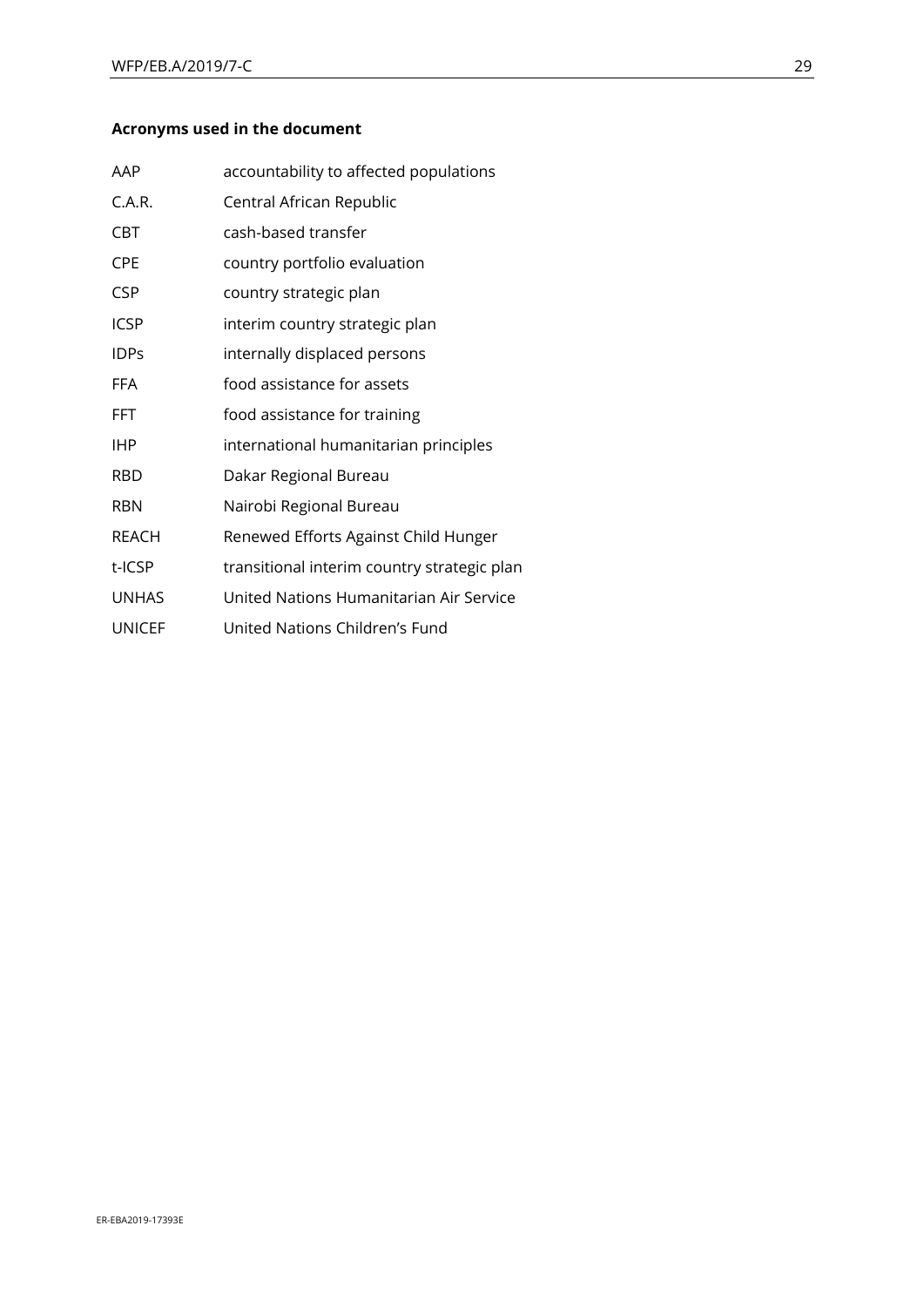**Acronyms used in the document**

| | |
|---|---|
| AAP | accountability to affected populations |
| C.A.R. | Central African Republic |
| CBT | cash-based transfer |
| CPE | country portfolio evaluation |
| CSP | country strategic plan |
| ICSP | interim country strategic plan |
| IDPs | internally displaced persons |
| FFA | food assistance for assets |
| FFT | food assistance for training |
| IHP | international humanitarian principles |
| RBD | Dakar Regional Bureau |
| RBN | Nairobi Regional Bureau |
| REACH | Renewed Efforts Against Child Hunger |
| t-ICSP | transitional interim country strategic plan |
| UNHAS | United Nations Humanitarian Air Service |
| UNICEF | United Nations Children’s Fund |

ER-EBA2019-17393E